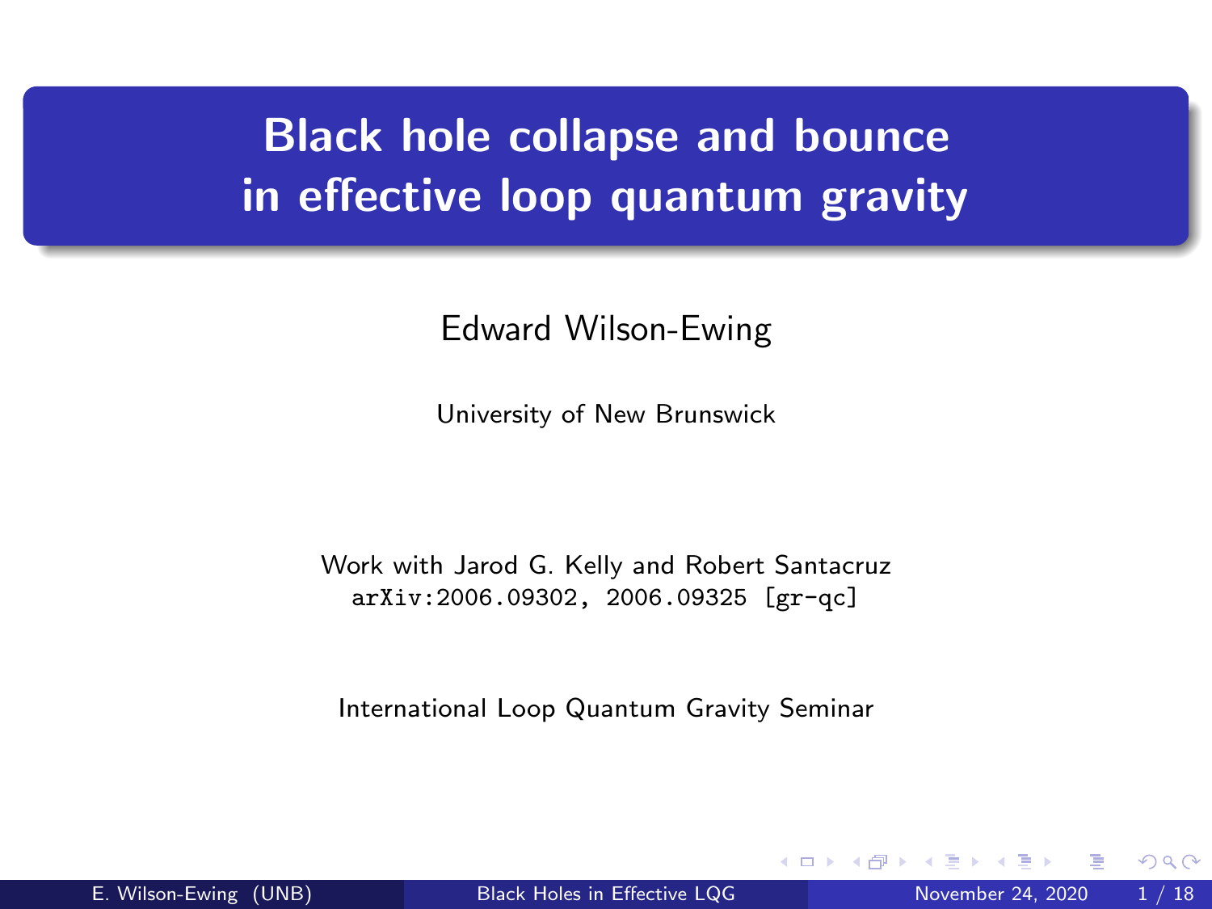# Black hole collapse and bounce in effective loop quantum gravity

Edward Wilson-Ewing

University of New Brunswick

Work with Jarod G. Kelly and Robert Santacruz
arXiv:2006.09302, 2006.09325 [gr-qc]

International Loop Quantum Gravity Seminar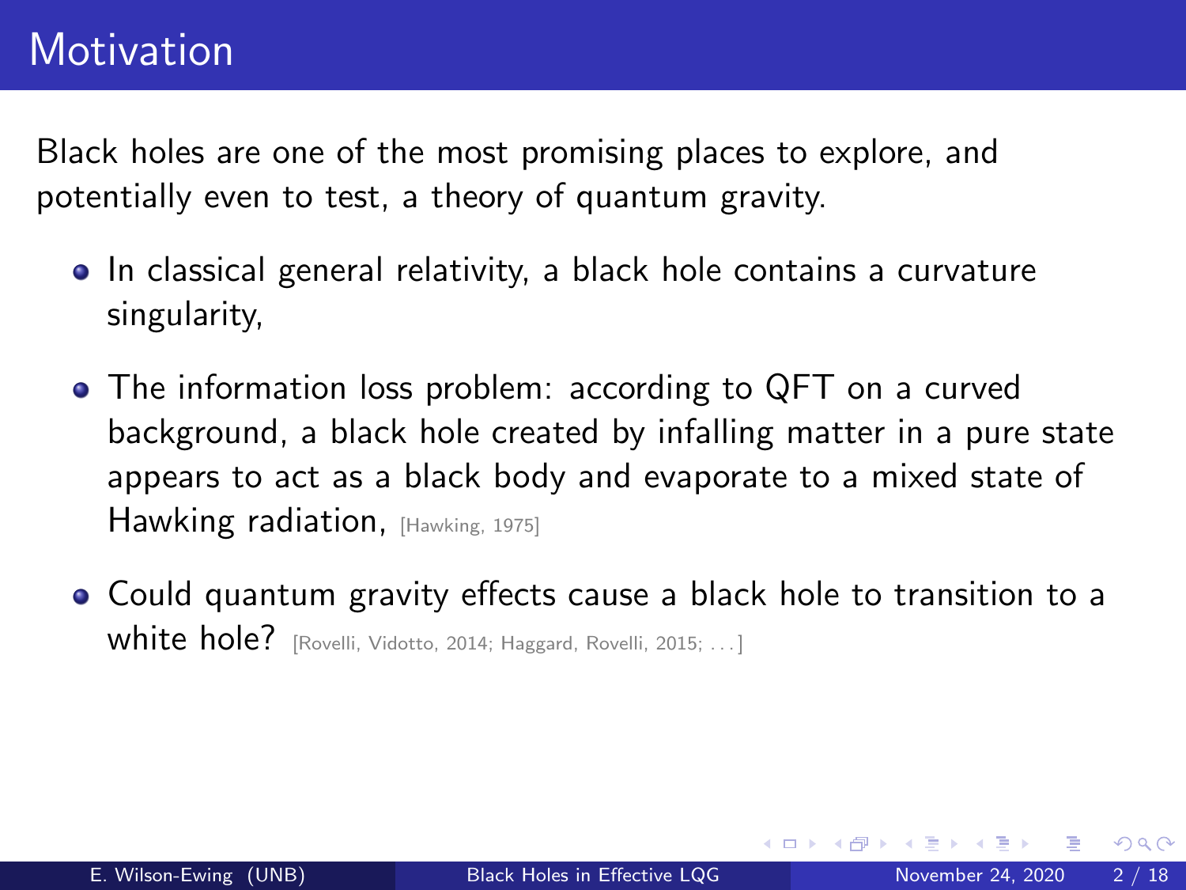# Motivation

Black holes are one of the most promising places to explore, and potentially even to test, a theory of quantum gravity.

- In classical general relativity, a black hole contains a curvature singularity,
- The information loss problem: according to QFT on a curved background, a black hole created by infalling matter in a pure state appears to act as a black body and evaporate to a mixed state of Hawking radiation, [Hawking, 1975]
- Could quantum gravity effects cause a black hole to transition to a white hole? [Rovelli, Vidotto, 2014; Haggard, Rovelli, 2015; . . . ]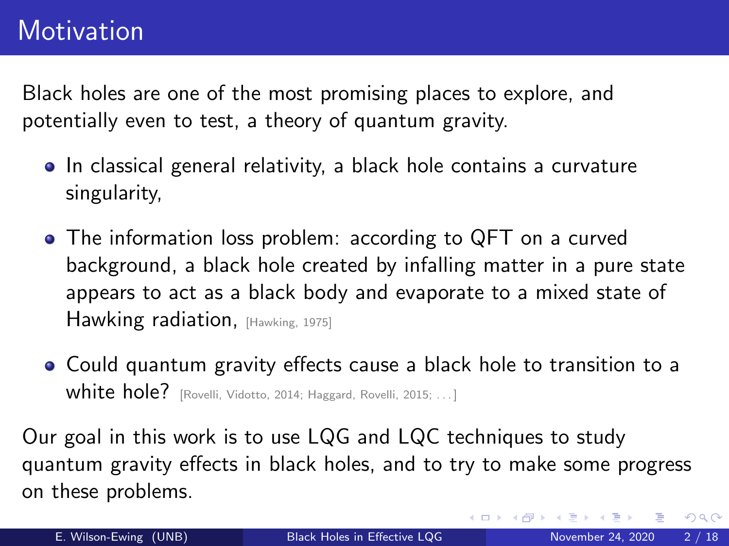# Motivation

Black holes are one of the most promising places to explore, and potentially even to test, a theory of quantum gravity.

- In classical general relativity, a black hole contains a curvature singularity,
- The information loss problem: according to QFT on a curved background, a black hole created by infalling matter in a pure state appears to act as a black body and evaporate to a mixed state of Hawking radiation, [Hawking, 1975]
- Could quantum gravity effects cause a black hole to transition to a white hole? [Rovelli, Vidotto, 2014; Haggard, Rovelli, 2015; ...]

Our goal in this work is to use LQG and LQC techniques to study quantum gravity effects in black holes, and to try to make some progress on these problems.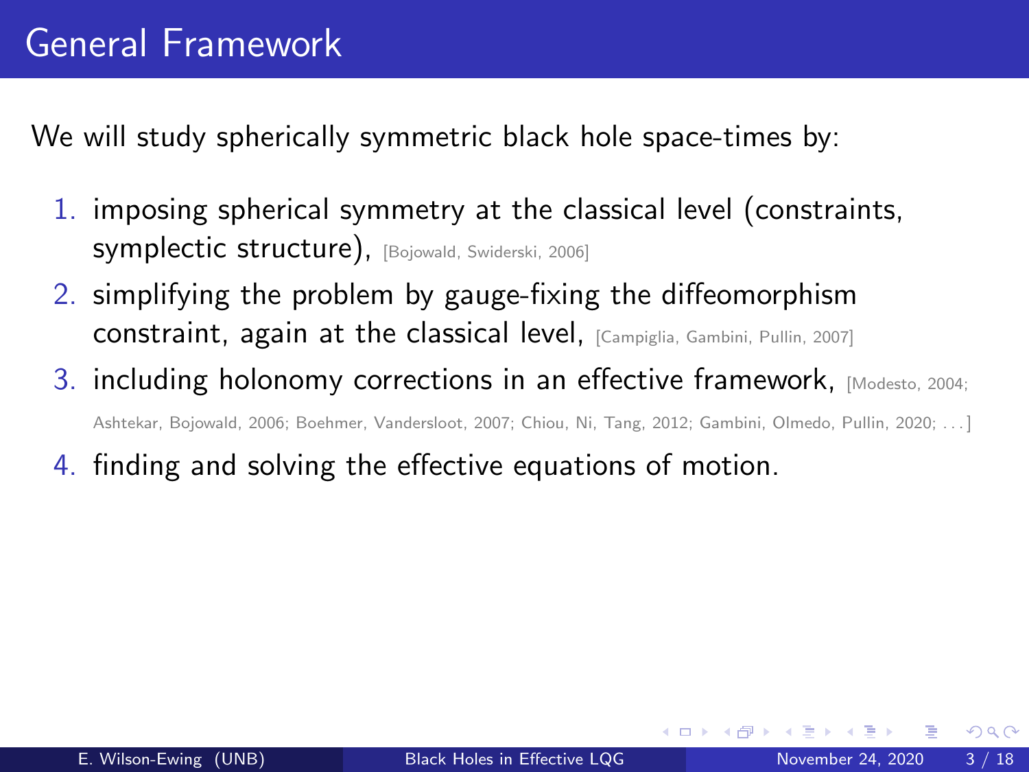# General Framework

We will study spherically symmetric black hole space-times by:

1. imposing spherical symmetry at the classical level (constraints, symplectic structure), [Bojowald, Swiderski, 2006]
2. simplifying the problem by gauge-fixing the diffeomorphism constraint, again at the classical level, [Campiglia, Gambini, Pullin, 2007]
3. including holonomy corrections in an effective framework, [Modesto, 2004; Ashtekar, Bojowald, 2006; Boehmer, Vandersloot, 2007; Chiou, Ni, Tang, 2012; Gambini, Olmedo, Pullin, 2020; ...]
4. finding and solving the effective equations of motion.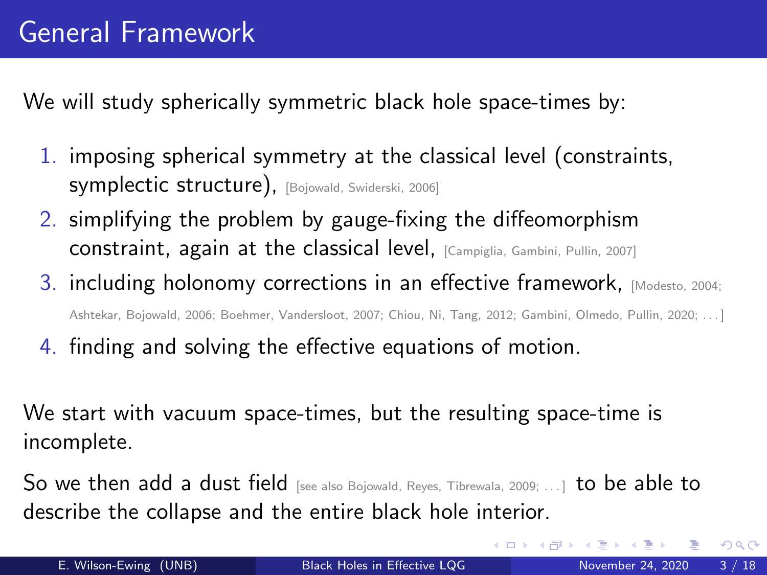# General Framework

We will study spherically symmetric black hole space-times by:

1. imposing spherical symmetry at the classical level (constraints, symplectic structure), [Bojowald, Swiderski, 2006]
2. simplifying the problem by gauge-fixing the diffeomorphism constraint, again at the classical level, [Campiglia, Gambini, Pullin, 2007]
3. including holonomy corrections in an effective framework, [Modesto, 2004; Ashtekar, Bojowald, 2006; Boehmer, Vandersloot, 2007; Chiou, Ni, Tang, 2012; Gambini, Olmedo, Pullin, 2020; . . . ]
4. finding and solving the effective equations of motion.

We start with vacuum space-times, but the resulting space-time is incomplete.

So we then add a dust field [see also Bojowald, Reyes, Tibrewala, 2009; . . . ] to be able to describe the collapse and the entire black hole interior.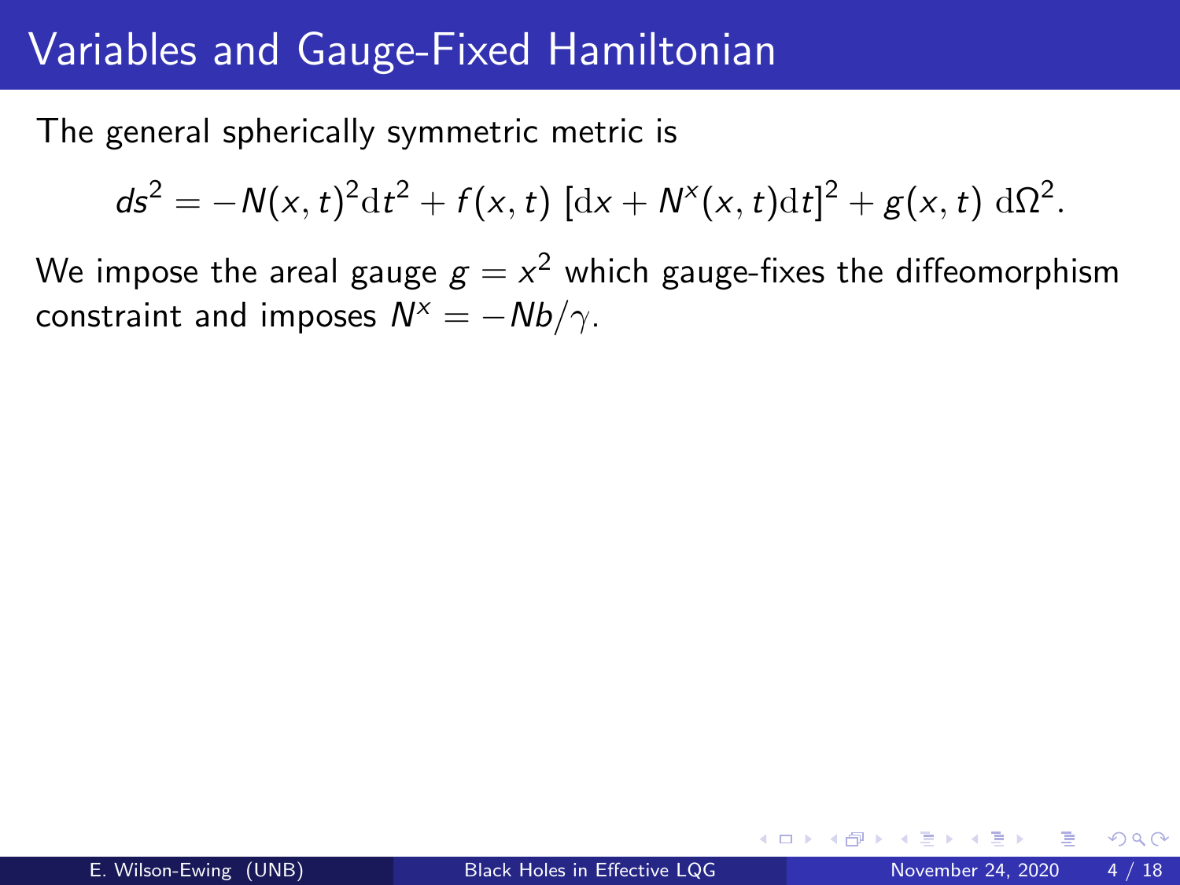# Variables and Gauge-Fixed Hamiltonian

The general spherically symmetric metric is

$$ds^2 = -N(x,t)^2 \mathrm{d}t^2 + f(x,t)\, [\mathrm{d}x + N^x(x,t)\mathrm{d}t]^2 + g(x,t)\, \mathrm{d}\Omega^2.$$

We impose the areal gauge $g = x^2$ which gauge-fixes the diffeomorphism constraint and imposes $N^x = -Nb/\gamma$.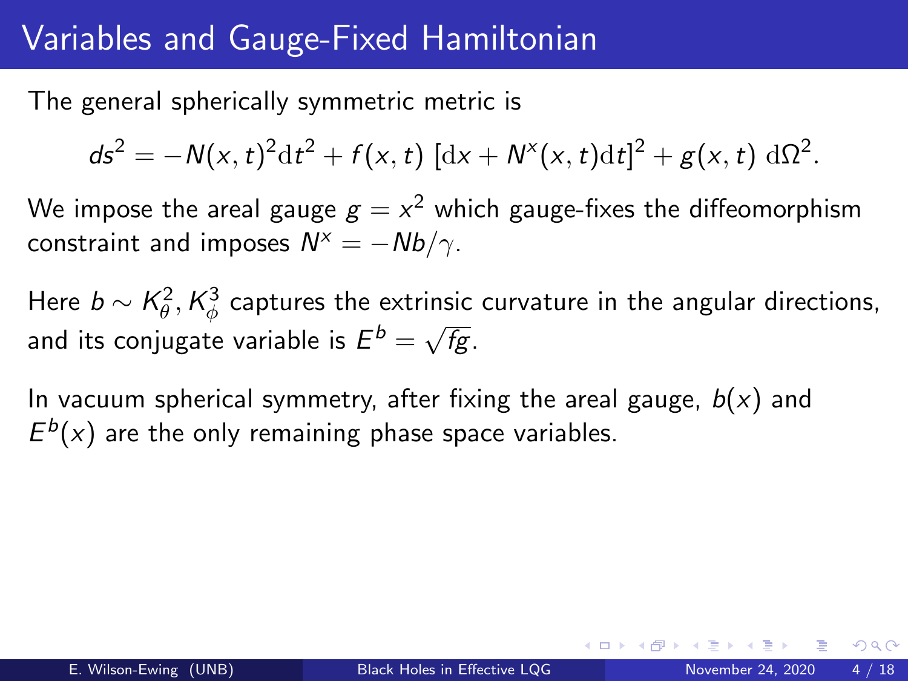# Variables and Gauge-Fixed Hamiltonian

The general spherically symmetric metric is

$$ds^2 = -N(x,t)^2 \mathrm{d}t^2 + f(x,t) \, [\mathrm{d}x + N^x(x,t)\mathrm{d}t]^2 + g(x,t) \, \mathrm{d}\Omega^2.$$

We impose the areal gauge $g = x^2$ which gauge-fixes the diffeomorphism constraint and imposes $N^x = -Nb/\gamma$.

Here $b \sim K_\theta^2, K_\phi^3$ captures the extrinsic curvature in the angular directions, and its conjugate variable is $E^b = \sqrt{fg}$.

In vacuum spherical symmetry, after fixing the areal gauge, $b(x)$ and $E^b(x)$ are the only remaining phase space variables.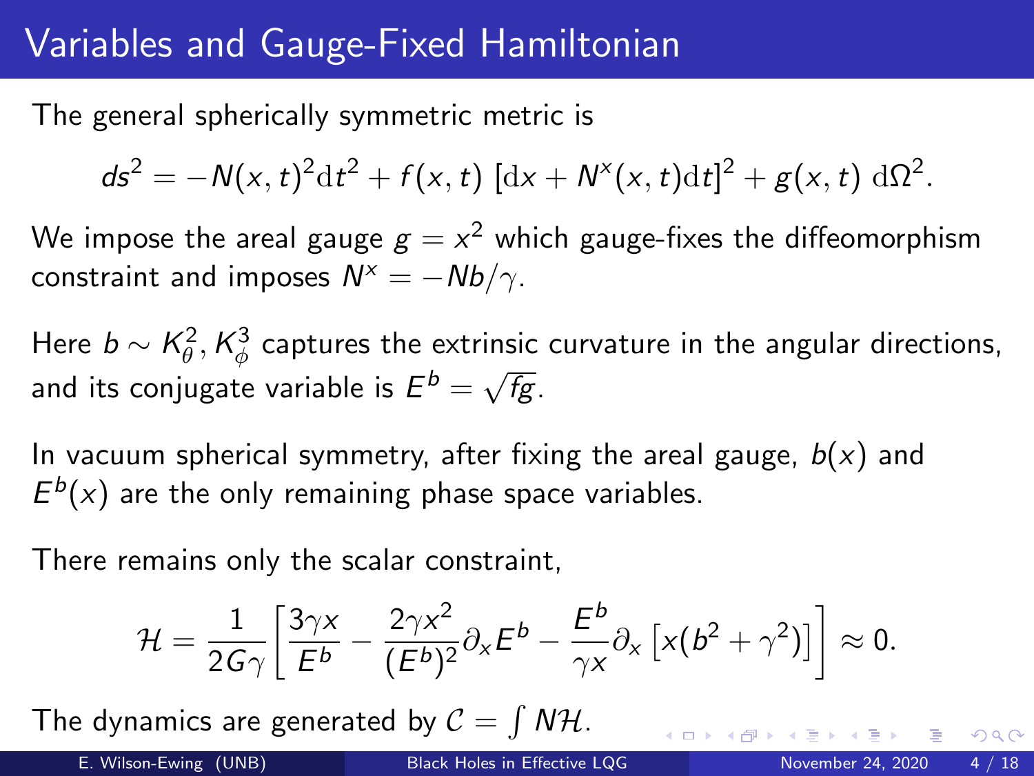# Variables and Gauge-Fixed Hamiltonian

The general spherically symmetric metric is

$$ds^2 = -N(x,t)^2 \mathrm{d}t^2 + f(x,t)\,[\mathrm{d}x + N^x(x,t)\mathrm{d}t]^2 + g(x,t)\,\mathrm{d}\Omega^2.$$

We impose the areal gauge $g = x^2$ which gauge-fixes the diffeomorphism constraint and imposes $N^x = -Nb/\gamma$.

Here $b \sim K_\theta^2, K_\phi^3$ captures the extrinsic curvature in the angular directions, and its conjugate variable is $E^b = \sqrt{fg}$.

In vacuum spherical symmetry, after fixing the areal gauge, $b(x)$ and $E^b(x)$ are the only remaining phase space variables.

There remains only the scalar constraint,

$$\mathcal{H} = \frac{1}{2G\gamma}\left[\frac{3\gamma x}{E^b} - \frac{2\gamma x^2}{(E^b)^2}\partial_x E^b - \frac{E^b}{\gamma x}\partial_x\left[x(b^2+\gamma^2)\right]\right] \approx 0.$$

The dynamics are generated by $\mathcal{C} = \int N\mathcal{H}$.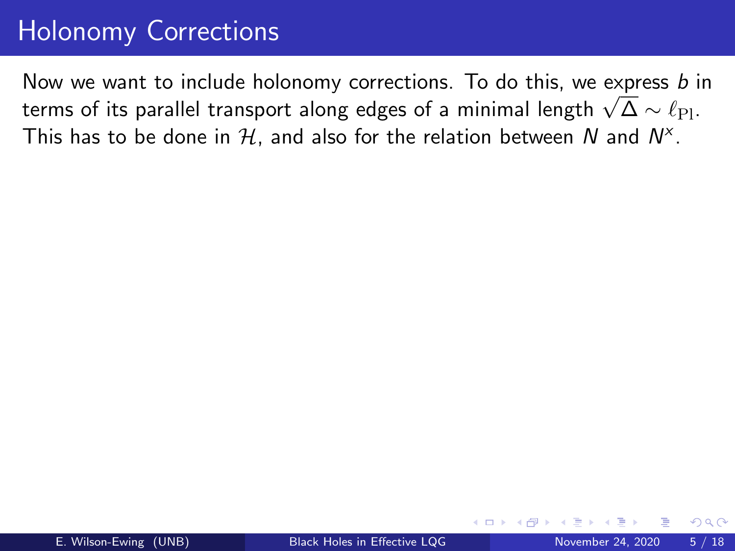# Holonomy Corrections

Now we want to include holonomy corrections. To do this, we express $b$ in terms of its parallel transport along edges of a minimal length $\sqrt{\Delta} \sim \ell_{\rm Pl}$. This has to be done in $\mathcal{H}$, and also for the relation between $N$ and $N^x$.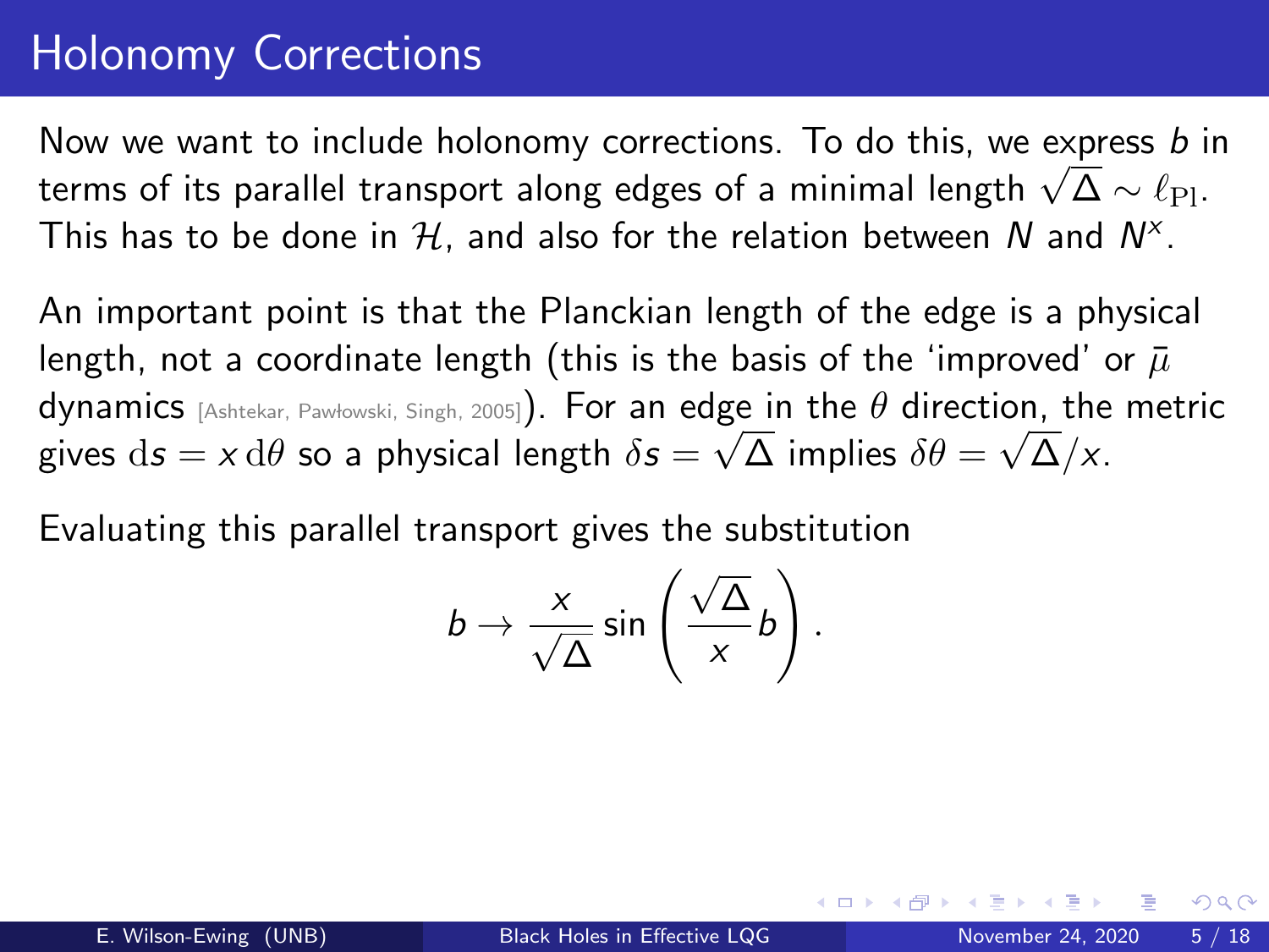# Holonomy Corrections

Now we want to include holonomy corrections. To do this, we express $b$ in terms of its parallel transport along edges of a minimal length $\sqrt{\Delta} \sim \ell_{\rm Pl}$. This has to be done in $\mathcal{H}$, and also for the relation between $N$ and $N^x$.

An important point is that the Planckian length of the edge is a physical length, not a coordinate length (this is the basis of the 'improved' or $\bar{\mu}$ dynamics [Ashtekar, Pawłowski, Singh, 2005]). For an edge in the $\theta$ direction, the metric gives $\mathrm{d}s = x \, \mathrm{d}\theta$ so a physical length $\delta s = \sqrt{\Delta}$ implies $\delta\theta = \sqrt{\Delta}/x$.

Evaluating this parallel transport gives the substitution

$$b \rightarrow \frac{x}{\sqrt{\Delta}} \sin\left(\frac{\sqrt{\Delta}}{x} b\right).$$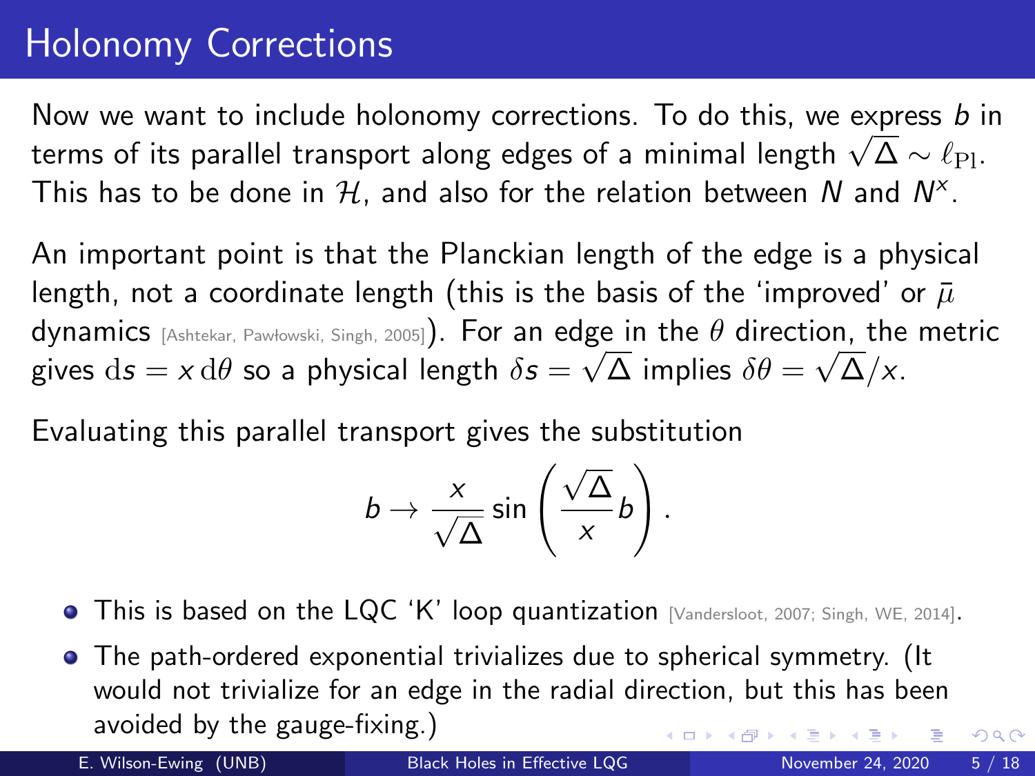# Holonomy Corrections

Now we want to include holonomy corrections. To do this, we express $b$ in terms of its parallel transport along edges of a minimal length $\sqrt{\Delta} \sim \ell_{\rm Pl}$. This has to be done in $\mathcal{H}$, and also for the relation between $N$ and $N^x$.

An important point is that the Planckian length of the edge is a physical length, not a coordinate length (this is the basis of the 'improved' or $\bar{\mu}$ dynamics [Ashtekar, Pawłowski, Singh, 2005]). For an edge in the $\theta$ direction, the metric gives $\mathrm{d}s = x\,\mathrm{d}\theta$ so a physical length $\delta s = \sqrt{\Delta}$ implies $\delta\theta = \sqrt{\Delta}/x$.

Evaluating this parallel transport gives the substitution

$$b \rightarrow \frac{x}{\sqrt{\Delta}} \sin\left(\frac{\sqrt{\Delta}}{x} b\right).$$

- This is based on the LQC 'K' loop quantization [Vandersloot, 2007; Singh, WE, 2014].
- The path-ordered exponential trivializes due to spherical symmetry. (It would not trivialize for an edge in the radial direction, but this has been avoided by the gauge-fixing.)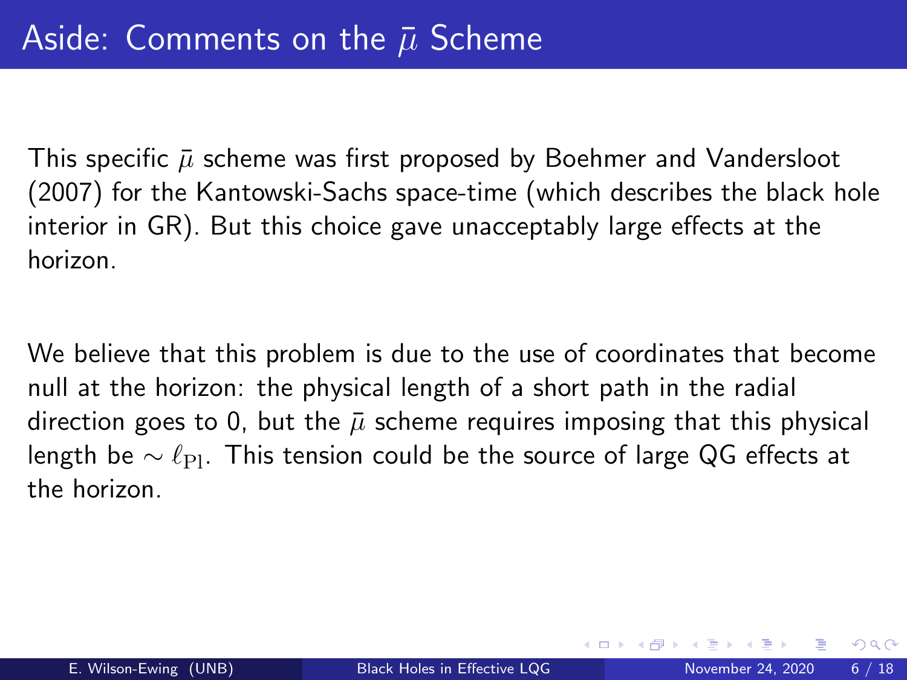# Aside: Comments on the $\bar{\mu}$ Scheme

This specific $\bar{\mu}$ scheme was first proposed by Boehmer and Vandersloot (2007) for the Kantowski-Sachs space-time (which describes the black hole interior in GR). But this choice gave unacceptably large effects at the horizon.

We believe that this problem is due to the use of coordinates that become null at the horizon: the physical length of a short path in the radial direction goes to 0, but the $\bar{\mu}$ scheme requires imposing that this physical length be $\sim \ell_{\rm Pl}$. This tension could be the source of large QG effects at the horizon.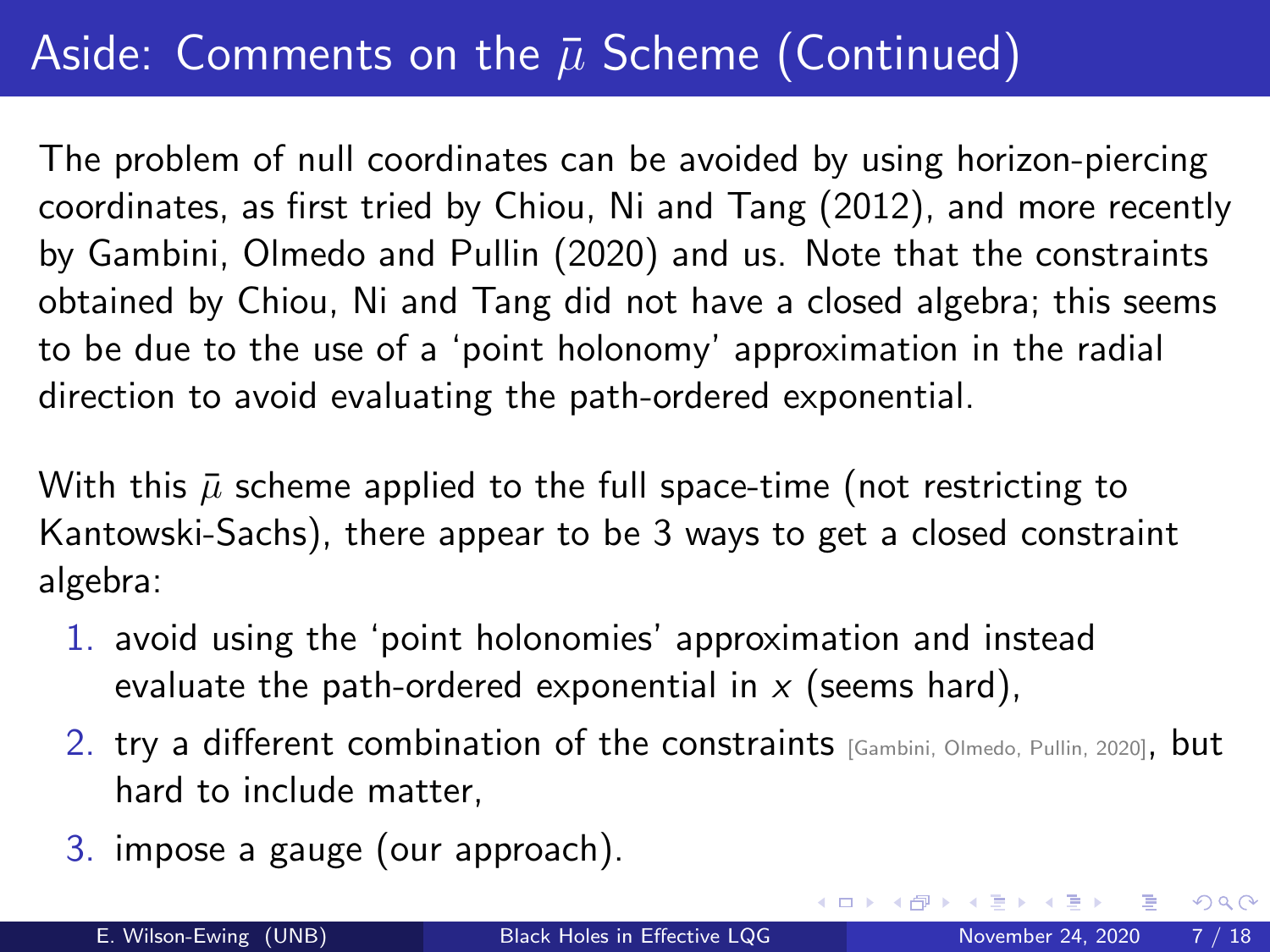# Aside: Comments on the $\bar{\mu}$ Scheme (Continued)

The problem of null coordinates can be avoided by using horizon-piercing coordinates, as first tried by Chiou, Ni and Tang (2012), and more recently by Gambini, Olmedo and Pullin (2020) and us. Note that the constraints obtained by Chiou, Ni and Tang did not have a closed algebra; this seems to be due to the use of a 'point holonomy' approximation in the radial direction to avoid evaluating the path-ordered exponential.

With this $\bar{\mu}$ scheme applied to the full space-time (not restricting to Kantowski-Sachs), there appear to be 3 ways to get a closed constraint algebra:

1. avoid using the 'point holonomies' approximation and instead evaluate the path-ordered exponential in $x$ (seems hard),
2. try a different combination of the constraints [Gambini, Olmedo, Pullin, 2020], but hard to include matter,
3. impose a gauge (our approach).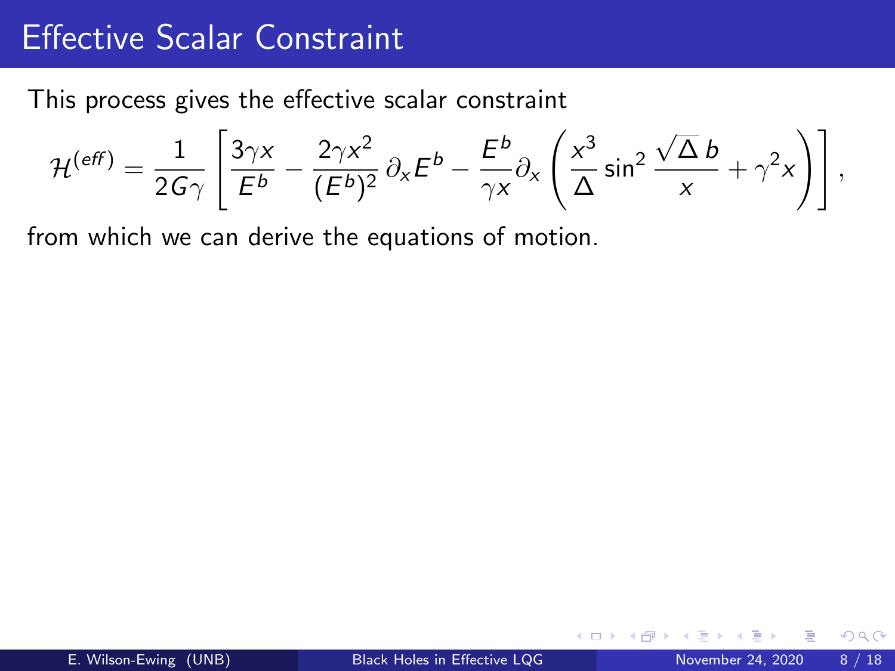# Effective Scalar Constraint

This process gives the effective scalar constraint

$$\mathcal{H}^{(eff)} = \frac{1}{2G\gamma}\left[\frac{3\gamma x}{E^b} - \frac{2\gamma x^2}{(E^b)^2}\,\partial_x E^b - \frac{E^b}{\gamma x}\partial_x\left(\frac{x^3}{\Delta}\sin^2\frac{\sqrt{\Delta}\,b}{x} + \gamma^2 x\right)\right],$$

from which we can derive the equations of motion.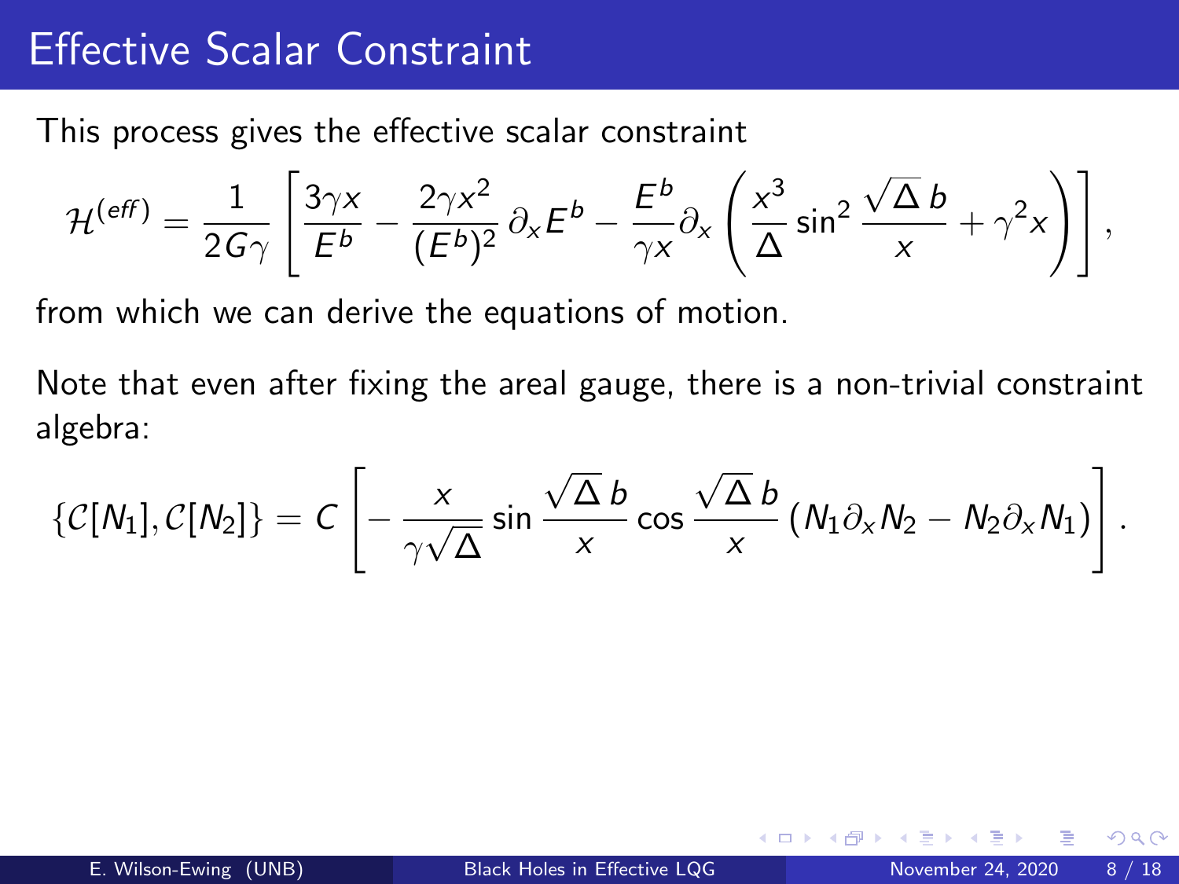# Effective Scalar Constraint

This process gives the effective scalar constraint

$$\mathcal{H}^{(eff)} = \frac{1}{2G\gamma}\left[\frac{3\gamma x}{E^b} - \frac{2\gamma x^2}{(E^b)^2}\,\partial_x E^b - \frac{E^b}{\gamma x}\partial_x\left(\frac{x^3}{\Delta}\sin^2\frac{\sqrt{\Delta}\,b}{x} + \gamma^2 x\right)\right],$$

from which we can derive the equations of motion.

Note that even after fixing the areal gauge, there is a non-trivial constraint algebra:

$$\{\mathcal{C}[N_1], \mathcal{C}[N_2]\} = C\left[-\frac{x}{\gamma\sqrt{\Delta}}\sin\frac{\sqrt{\Delta}\,b}{x}\cos\frac{\sqrt{\Delta}\,b}{x}\left(N_1\partial_x N_2 - N_2\partial_x N_1\right)\right].$$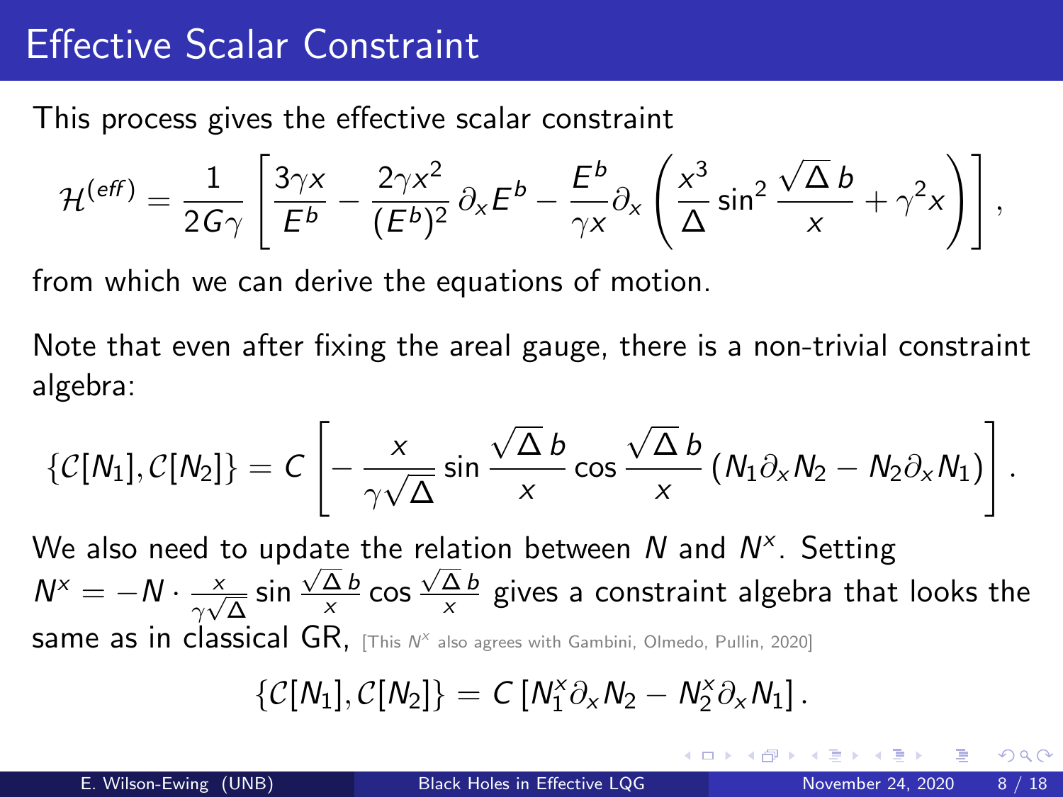# Effective Scalar Constraint

This process gives the effective scalar constraint

$$\mathcal{H}^{(eff)} = \frac{1}{2G\gamma}\left[\frac{3\gamma x}{E^b} - \frac{2\gamma x^2}{(E^b)^2}\,\partial_x E^b - \frac{E^b}{\gamma x}\partial_x\left(\frac{x^3}{\Delta}\sin^2\frac{\sqrt{\Delta}\,b}{x} + \gamma^2 x\right)\right],$$

from which we can derive the equations of motion.

Note that even after fixing the areal gauge, there is a non-trivial constraint algebra:

$$\{\mathcal{C}[N_1], \mathcal{C}[N_2]\} = C\left[-\frac{x}{\gamma\sqrt{\Delta}}\sin\frac{\sqrt{\Delta}\,b}{x}\cos\frac{\sqrt{\Delta}\,b}{x}\left(N_1\partial_x N_2 - N_2\partial_x N_1\right)\right].$$

We also need to update the relation between $N$ and $N^x$. Setting $N^x = -N\cdot\frac{x}{\gamma\sqrt{\Delta}}\sin\frac{\sqrt{\Delta}\,b}{x}\cos\frac{\sqrt{\Delta}\,b}{x}$ gives a constraint algebra that looks the same as in classical GR, [This $N^x$ also agrees with Gambini, Olmedo, Pullin, 2020]

$$\{\mathcal{C}[N_1], \mathcal{C}[N_2]\} = C\left[N_1^x\partial_x N_2 - N_2^x\partial_x N_1\right].$$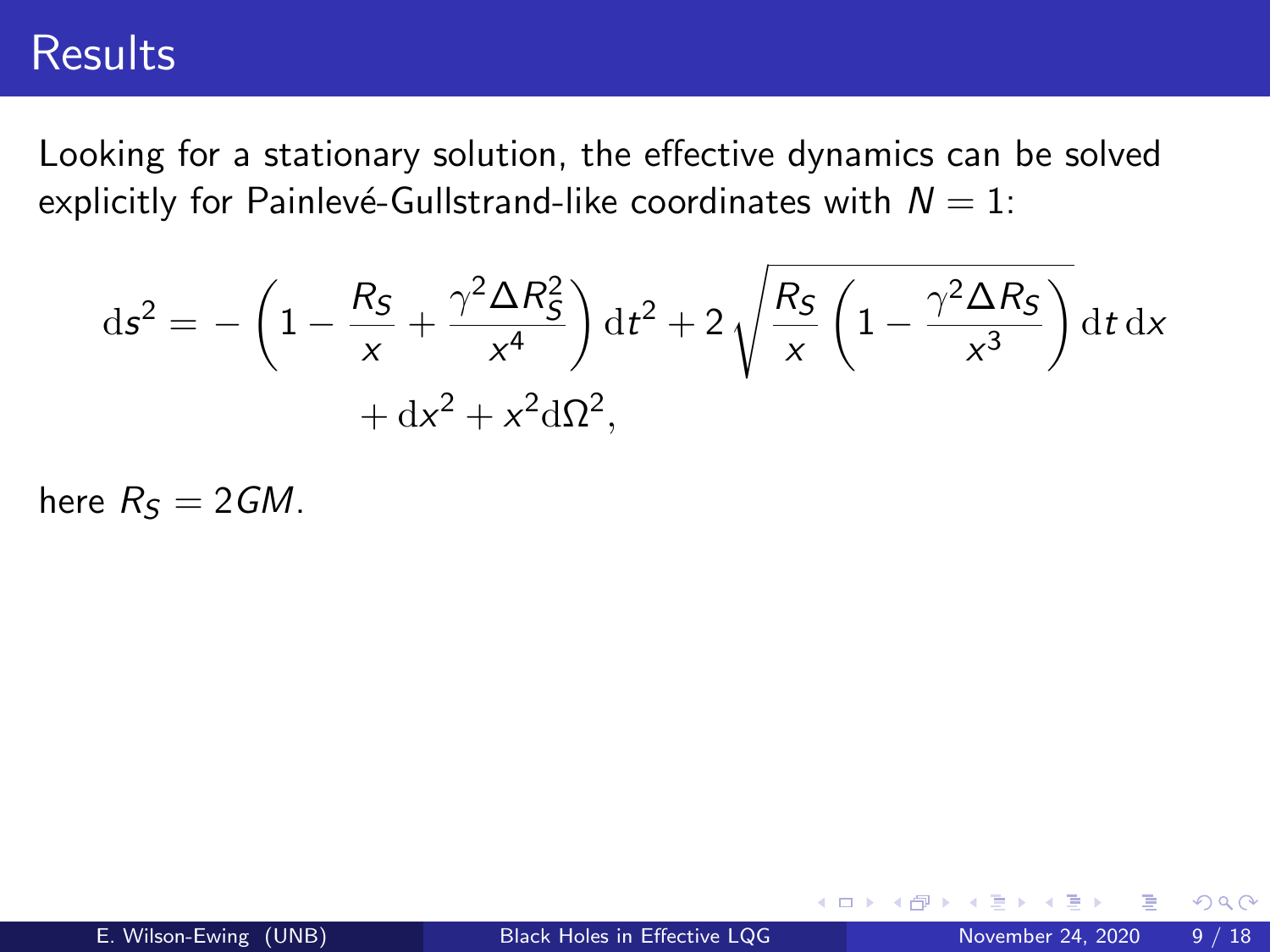# Results

Looking for a stationary solution, the effective dynamics can be solved explicitly for Painlevé-Gullstrand-like coordinates with $N = 1$:

$$\mathrm{d}s^2 = -\left(1 - \frac{R_S}{x} + \frac{\gamma^2 \Delta R_S^2}{x^4}\right)\mathrm{d}t^2 + 2\sqrt{\frac{R_S}{x}\left(1 - \frac{\gamma^2 \Delta R_S}{x^3}\right)}\,\mathrm{d}t\,\mathrm{d}x + \mathrm{d}x^2 + x^2 \mathrm{d}\Omega^2,$$

here $R_S = 2GM$.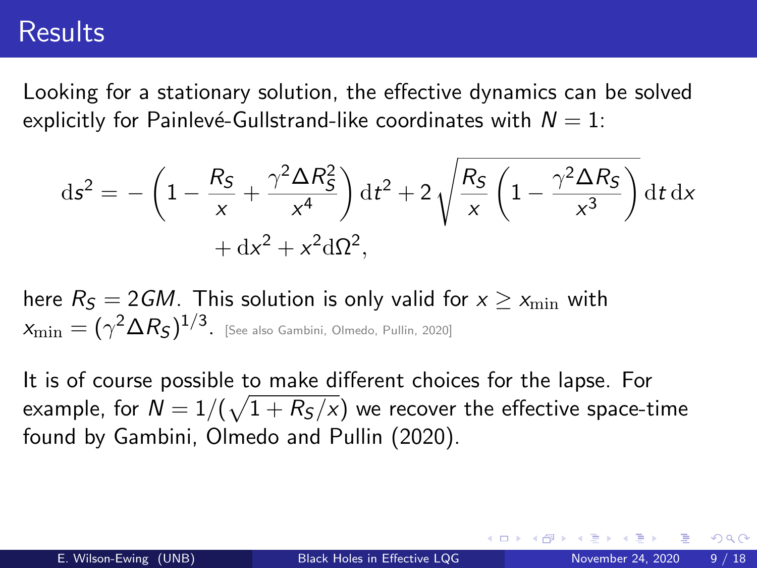# Results

Looking for a stationary solution, the effective dynamics can be solved explicitly for Painlevé-Gullstrand-like coordinates with $N = 1$:

$$
\mathrm{d}s^2 = -\left(1 - \frac{R_S}{x} + \frac{\gamma^2 \Delta R_S^2}{x^4}\right)\mathrm{d}t^2 + 2\sqrt{\frac{R_S}{x}\left(1 - \frac{\gamma^2 \Delta R_S}{x^3}\right)}\,\mathrm{d}t\,\mathrm{d}x + \mathrm{d}x^2 + x^2 \mathrm{d}\Omega^2,
$$

here $R_S = 2GM$. This solution is only valid for $x \geq x_{\rm min}$ with $x_{\rm min} = (\gamma^2 \Delta R_S)^{1/3}$. [See also Gambini, Olmedo, Pullin, 2020]

It is of course possible to make different choices for the lapse. For example, for $N = 1/(\sqrt{1 + R_S/x})$ we recover the effective space-time found by Gambini, Olmedo and Pullin (2020).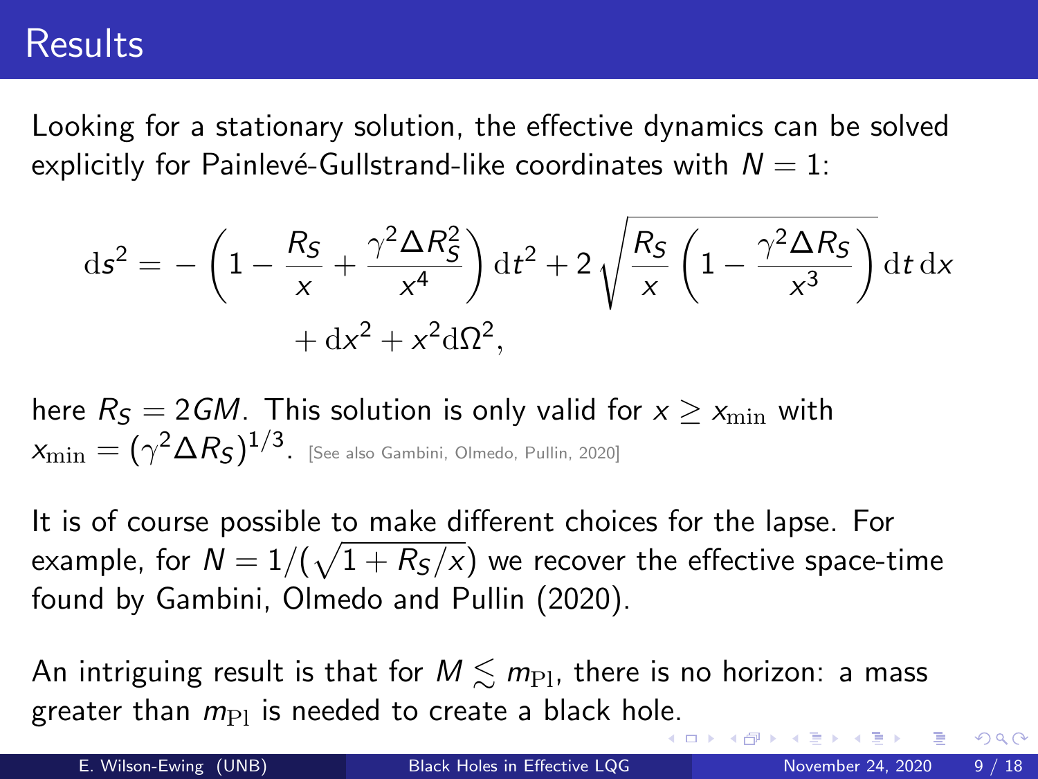# Results

Looking for a stationary solution, the effective dynamics can be solved explicitly for Painlevé-Gullstrand-like coordinates with $N = 1$:

$$
\mathrm{d}s^2 = -\left(1 - \frac{R_S}{x} + \frac{\gamma^2 \Delta R_S^2}{x^4}\right) \mathrm{d}t^2 + 2\sqrt{\frac{R_S}{x}\left(1 - \frac{\gamma^2 \Delta R_S}{x^3}\right)}\, \mathrm{d}t\, \mathrm{d}x + \mathrm{d}x^2 + x^2 \mathrm{d}\Omega^2,
$$

here $R_S = 2GM$. This solution is only valid for $x \geq x_{\rm min}$ with $x_{\rm min} = (\gamma^2 \Delta R_S)^{1/3}$. [See also Gambini, Olmedo, Pullin, 2020]

It is of course possible to make different choices for the lapse. For example, for $N = 1/(\sqrt{1 + R_S/x})$ we recover the effective space-time found by Gambini, Olmedo and Pullin (2020).

An intriguing result is that for $M \lesssim m_{\rm Pl}$, there is no horizon: a mass greater than $m_{\rm Pl}$ is needed to create a black hole.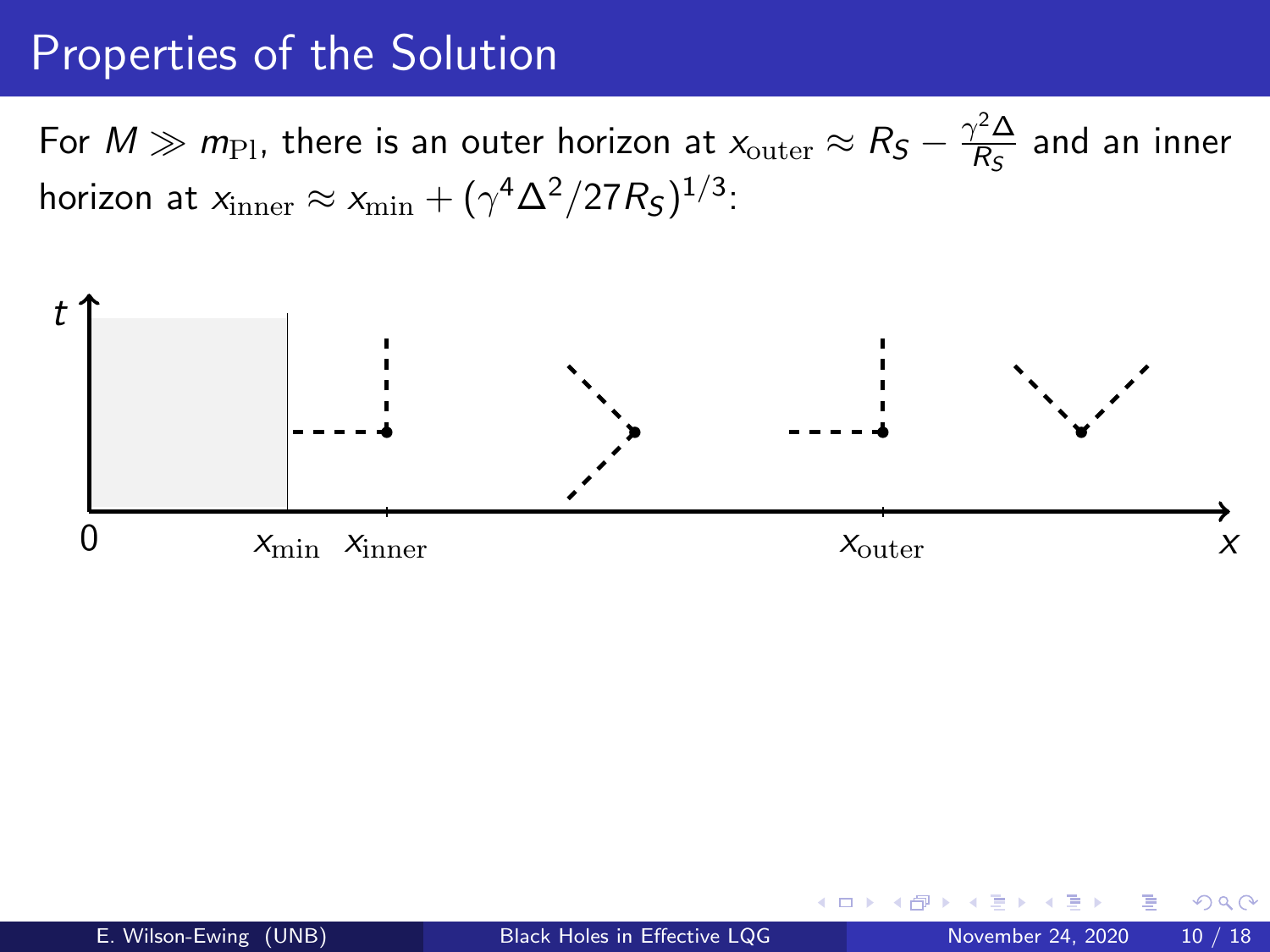# Properties of the Solution

For $M \gg m_{\rm Pl}$, there is an outer horizon at $x_{\rm outer} \approx R_S - \frac{\gamma^2 \Delta}{R_S}$ and an inner horizon at $x_{\rm inner} \approx x_{\rm min} + (\gamma^4 \Delta^2 / 27 R_S)^{1/3}$: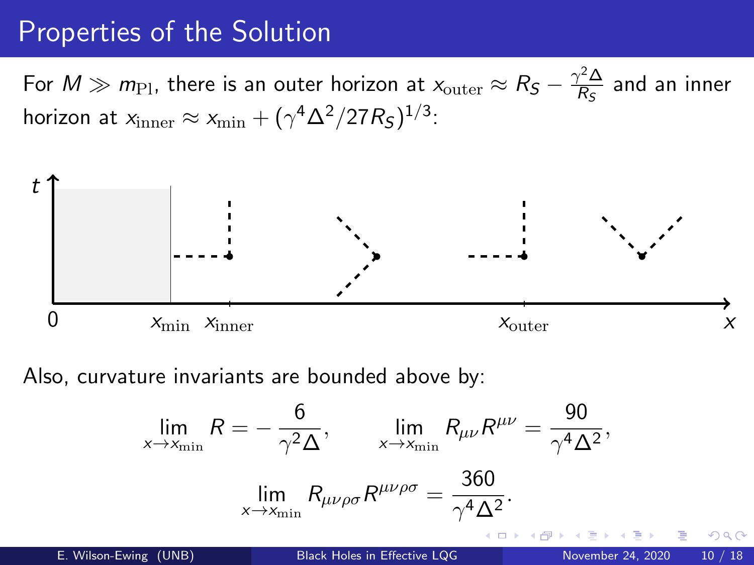# Properties of the Solution

For $M \gg m_{\rm Pl}$, there is an outer horizon at $x_{\rm outer} \approx R_S - \frac{\gamma^2 \Delta}{R_S}$ and an inner horizon at $x_{\rm inner} \approx x_{\rm min} + (\gamma^4 \Delta^2 / 27 R_S)^{1/3}$:

Also, curvature invariants are bounded above by:

$$\lim_{x \to x_{\rm min}} R = -\frac{6}{\gamma^2 \Delta}, \qquad \lim_{x \to x_{\rm min}} R_{\mu\nu} R^{\mu\nu} = \frac{90}{\gamma^4 \Delta^2},$$

$$\lim_{x \to x_{\rm min}} R_{\mu\nu\rho\sigma} R^{\mu\nu\rho\sigma} = \frac{360}{\gamma^4 \Delta^2}.$$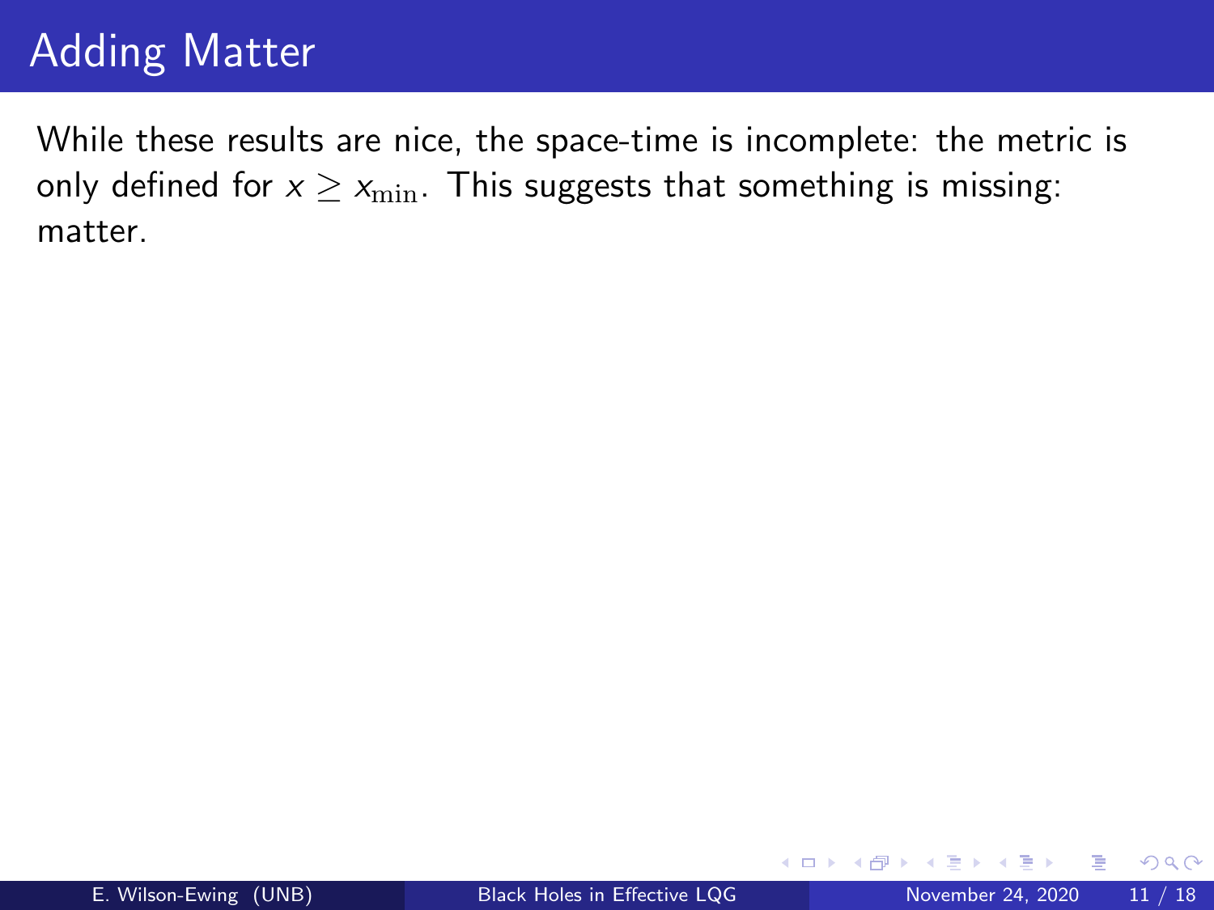# Adding Matter

While these results are nice, the space-time is incomplete: the metric is only defined for $x \geq x_{\min}$. This suggests that something is missing: matter.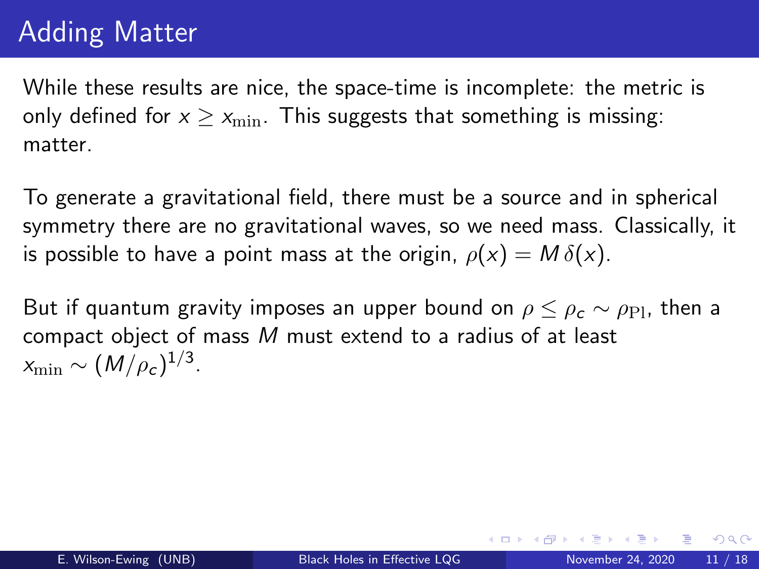# Adding Matter

While these results are nice, the space-time is incomplete: the metric is only defined for $x \geq x_{\min}$. This suggests that something is missing: matter.

To generate a gravitational field, there must be a source and in spherical symmetry there are no gravitational waves, so we need mass. Classically, it is possible to have a point mass at the origin, $\rho(x) = M\,\delta(x)$.

But if quantum gravity imposes an upper bound on $\rho \leq \rho_c \sim \rho_{\rm Pl}$, then a compact object of mass $M$ must extend to a radius of at least $x_{\min} \sim (M/\rho_c)^{1/3}$.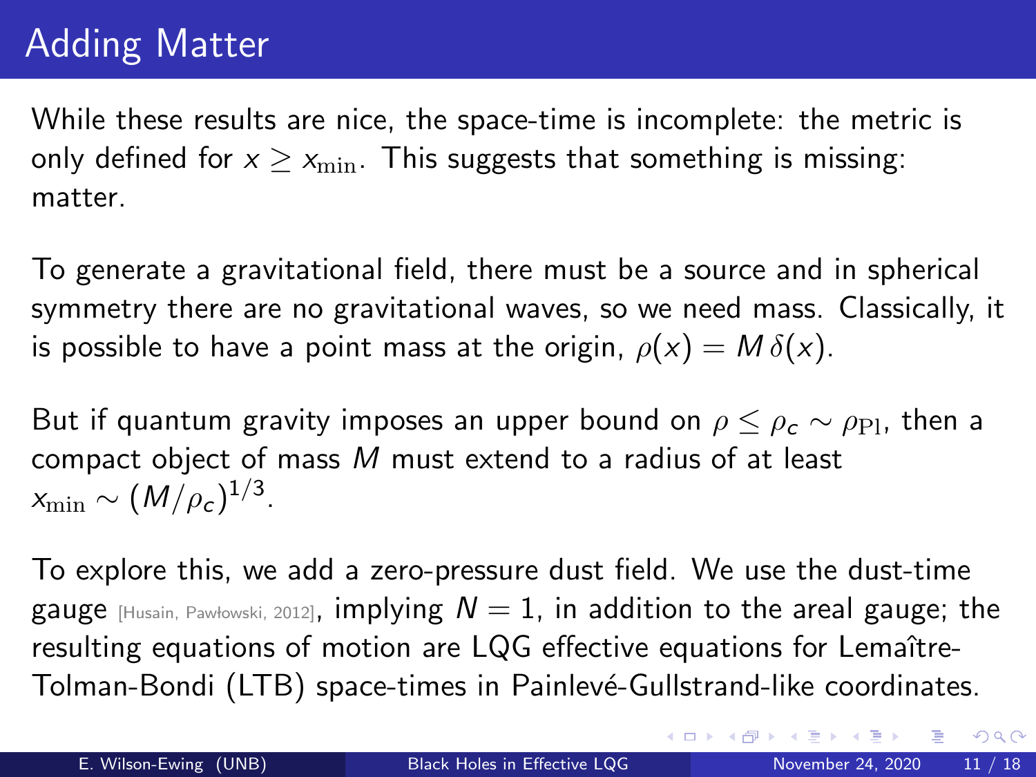# Adding Matter

While these results are nice, the space-time is incomplete: the metric is only defined for $x \geq x_{\rm min}$. This suggests that something is missing: matter.

To generate a gravitational field, there must be a source and in spherical symmetry there are no gravitational waves, so we need mass. Classically, it is possible to have a point mass at the origin, $\rho(x) = M \, \delta(x)$.

But if quantum gravity imposes an upper bound on $\rho \leq \rho_c \sim \rho_{\rm Pl}$, then a compact object of mass $M$ must extend to a radius of at least $x_{\rm min} \sim (M/\rho_c)^{1/3}$.

To explore this, we add a zero-pressure dust field. We use the dust-time gauge [Husain, Pawłowski, 2012], implying $N = 1$, in addition to the areal gauge; the resulting equations of motion are LQG effective equations for Lemaître-Tolman-Bondi (LTB) space-times in Painlevé-Gullstrand-like coordinates.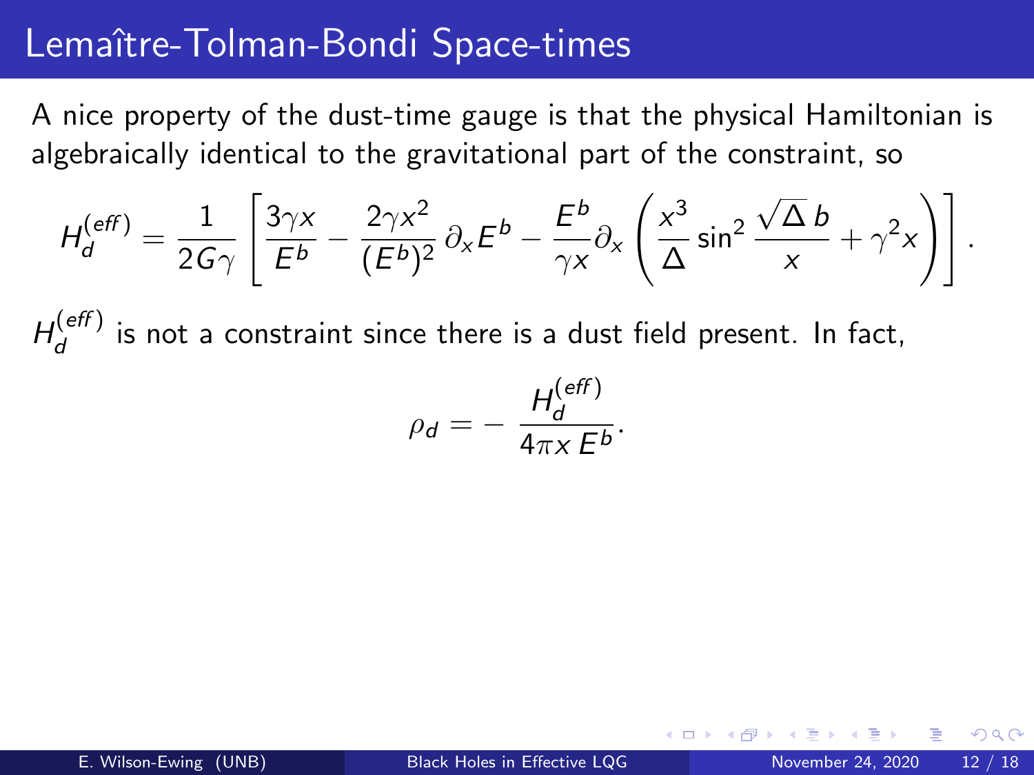# Lemaître-Tolman-Bondi Space-times

A nice property of the dust-time gauge is that the physical Hamiltonian is algebraically identical to the gravitational part of the constraint, so

$$H_d^{(eff)} = \frac{1}{2G\gamma}\left[\frac{3\gamma x}{E^b} - \frac{2\gamma x^2}{(E^b)^2}\,\partial_x E^b - \frac{E^b}{\gamma x}\partial_x\left(\frac{x^3}{\Delta}\sin^2\frac{\sqrt{\Delta}\,b}{x} + \gamma^2 x\right)\right].$$

$H_d^{(eff)}$ is not a constraint since there is a dust field present. In fact,

$$\rho_d = -\,\frac{H_d^{(eff)}}{4\pi x\,E^b}.$$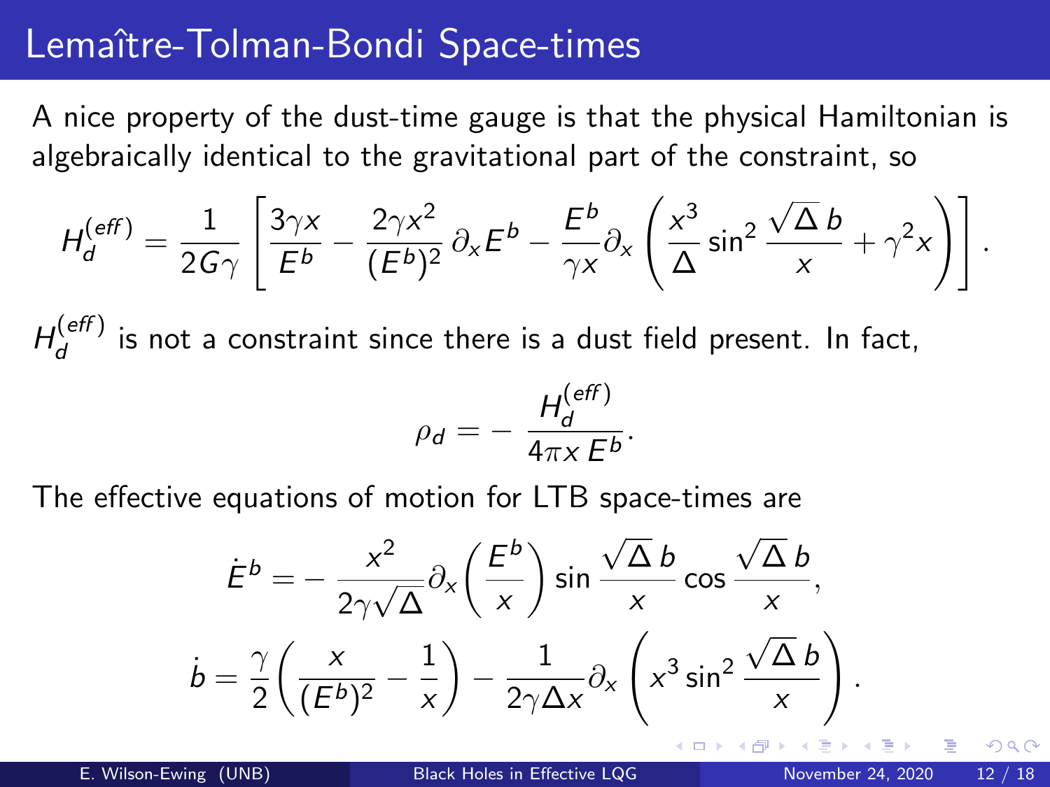# Lemaître-Tolman-Bondi Space-times

A nice property of the dust-time gauge is that the physical Hamiltonian is algebraically identical to the gravitational part of the constraint, so

$$H_d^{(eff)} = \frac{1}{2G\gamma}\left[\frac{3\gamma x}{E^b} - \frac{2\gamma x^2}{(E^b)^2}\,\partial_x E^b - \frac{E^b}{\gamma x}\partial_x\left(\frac{x^3}{\Delta}\sin^2\frac{\sqrt{\Delta}\,b}{x} + \gamma^2 x\right)\right].$$

$H_d^{(eff)}$ is not a constraint since there is a dust field present. In fact,

$$\rho_d = -\,\frac{H_d^{(eff)}}{4\pi x\,E^b}.$$

The effective equations of motion for LTB space-times are

$$\dot{E}^b = -\,\frac{x^2}{2\gamma\sqrt{\Delta}}\partial_x\left(\frac{E^b}{x}\right)\sin\frac{\sqrt{\Delta}\,b}{x}\cos\frac{\sqrt{\Delta}\,b}{x},$$

$$\dot{b} = \frac{\gamma}{2}\left(\frac{x}{(E^b)^2} - \frac{1}{x}\right) - \frac{1}{2\gamma\Delta x}\partial_x\left(x^3\sin^2\frac{\sqrt{\Delta}\,b}{x}\right).$$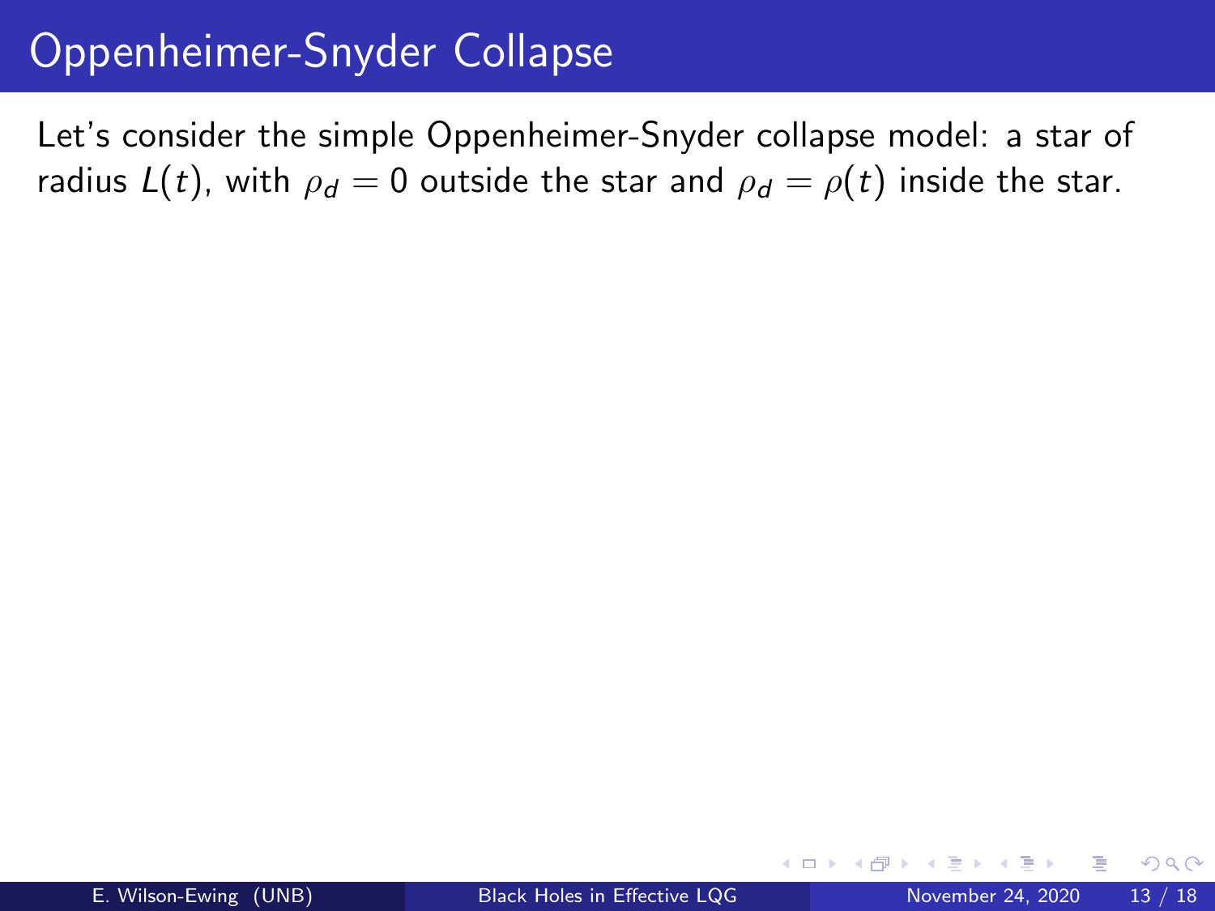# Oppenheimer-Snyder Collapse

Let's consider the simple Oppenheimer-Snyder collapse model: a star of radius $L(t)$, with $\rho_d = 0$ outside the star and $\rho_d = \rho(t)$ inside the star.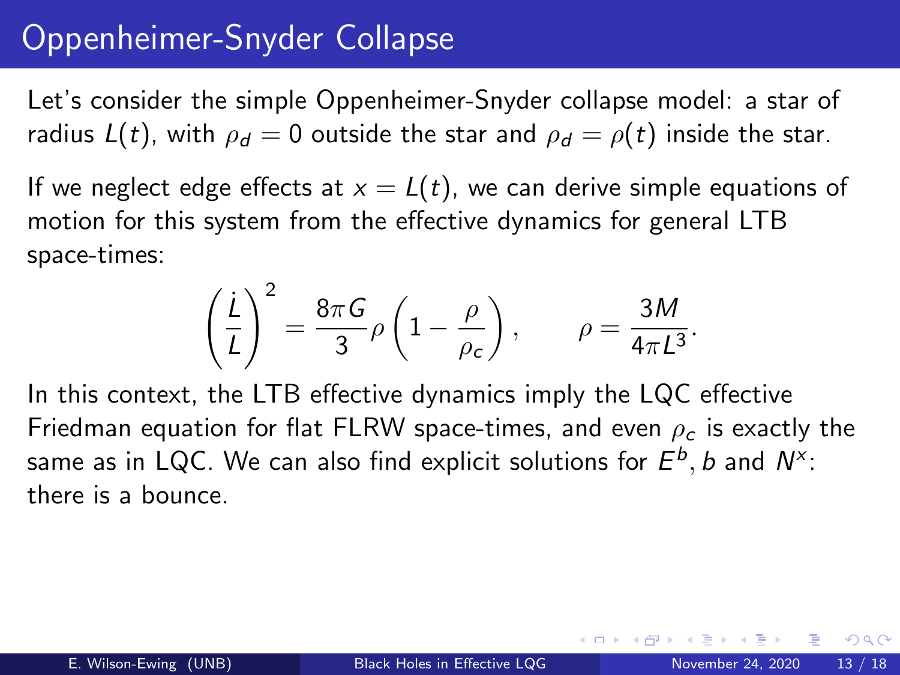# Oppenheimer-Snyder Collapse

Let's consider the simple Oppenheimer-Snyder collapse model: a star of radius $L(t)$, with $\rho_d = 0$ outside the star and $\rho_d = \rho(t)$ inside the star.

If we neglect edge effects at $x = L(t)$, we can derive simple equations of motion for this system from the effective dynamics for general LTB space-times:

$$\left(\frac{\dot{L}}{L}\right)^2 = \frac{8\pi G}{3}\rho\left(1 - \frac{\rho}{\rho_c}\right), \qquad \rho = \frac{3M}{4\pi L^3}.$$

In this context, the LTB effective dynamics imply the LQC effective Friedman equation for flat FLRW space-times, and even $\rho_c$ is exactly the same as in LQC. We can also find explicit solutions for $E^b$, $b$ and $N^x$: there is a bounce.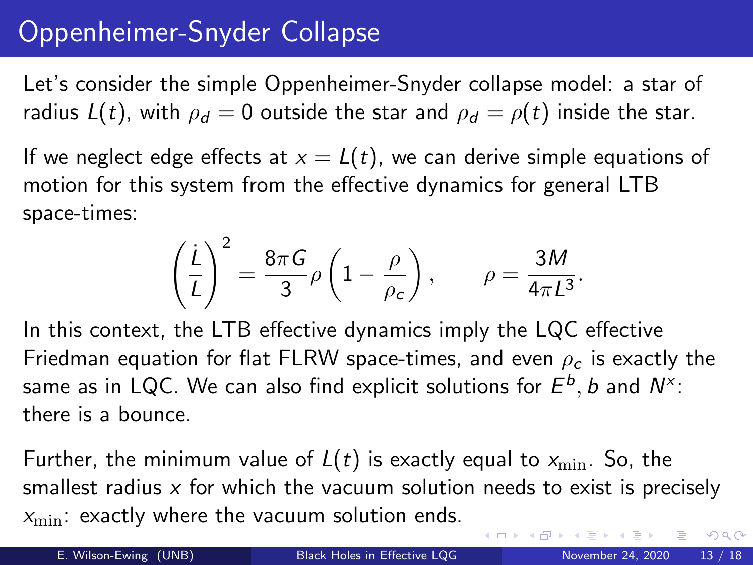# Oppenheimer-Snyder Collapse

Let's consider the simple Oppenheimer-Snyder collapse model: a star of radius $L(t)$, with $\rho_d = 0$ outside the star and $\rho_d = \rho(t)$ inside the star.

If we neglect edge effects at $x = L(t)$, we can derive simple equations of motion for this system from the effective dynamics for general LTB space-times:

$$\left(\frac{\dot{L}}{L}\right)^2 = \frac{8\pi G}{3}\rho\left(1 - \frac{\rho}{\rho_c}\right), \qquad \rho = \frac{3M}{4\pi L^3}.$$

In this context, the LTB effective dynamics imply the LQC effective Friedman equation for flat FLRW space-times, and even $\rho_c$ is exactly the same as in LQC. We can also find explicit solutions for $E^b$, $b$ and $N^x$: there is a bounce.

Further, the minimum value of $L(t)$ is exactly equal to $x_{\mathrm{min}}$. So, the smallest radius $x$ for which the vacuum solution needs to exist is precisely $x_{\mathrm{min}}$: exactly where the vacuum solution ends.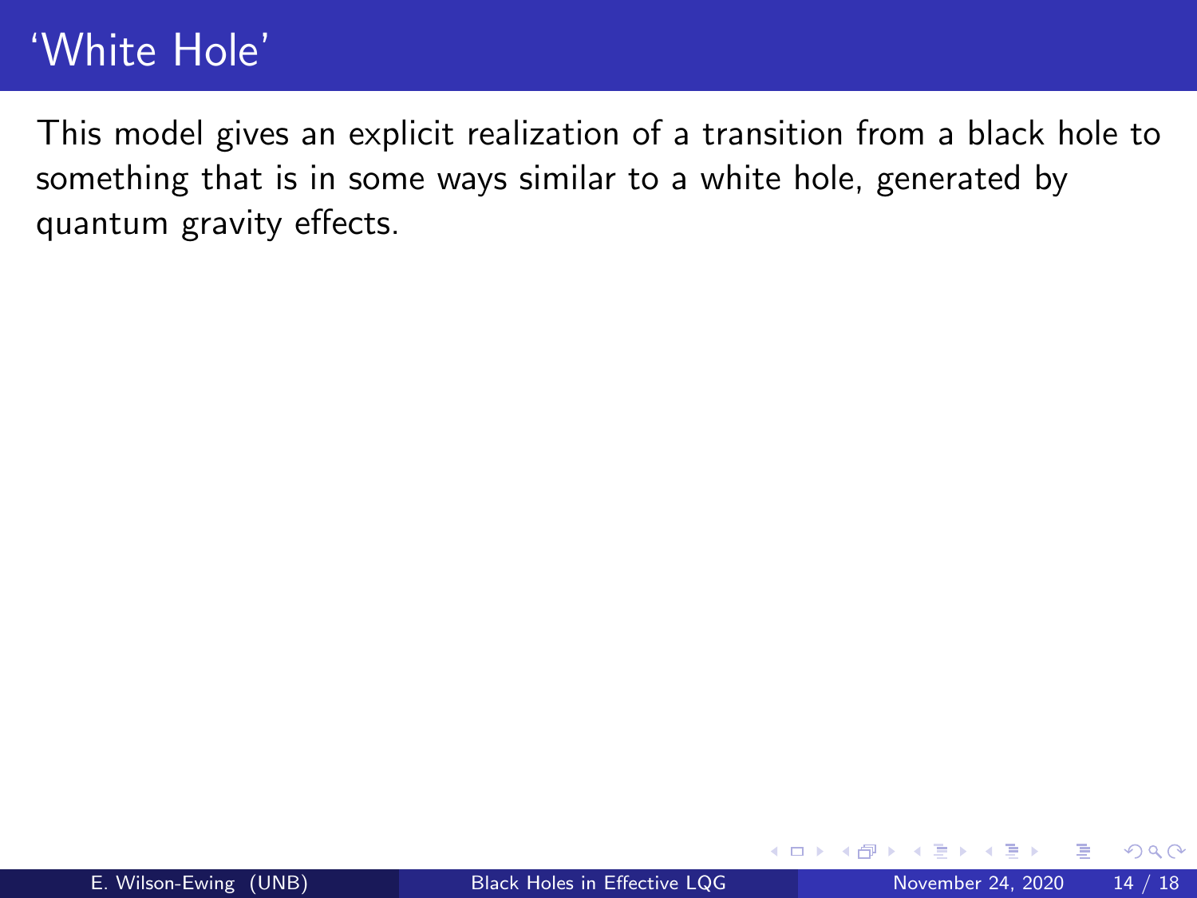# 'White Hole'

This model gives an explicit realization of a transition from a black hole to something that is in some ways similar to a white hole, generated by quantum gravity effects.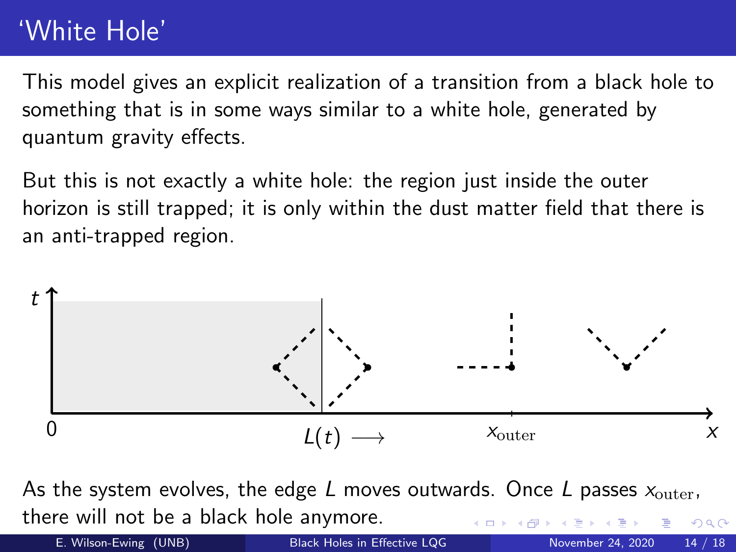# 'White Hole'

This model gives an explicit realization of a transition from a black hole to something that is in some ways similar to a white hole, generated by quantum gravity effects.

But this is not exactly a white hole: the region just inside the outer horizon is still trapped; it is only within the dust matter field that there is an anti-trapped region.

As the system evolves, the edge $L$ moves outwards. Once $L$ passes $x_{\rm outer}$, there will not be a black hole anymore.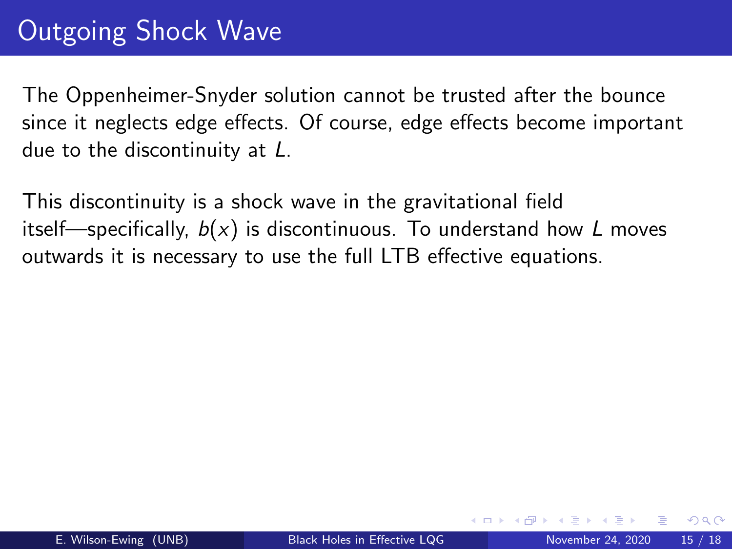# Outgoing Shock Wave

The Oppenheimer-Snyder solution cannot be trusted after the bounce since it neglects edge effects. Of course, edge effects become important due to the discontinuity at $L$.

This discontinuity is a shock wave in the gravitational field itself—specifically, $b(x)$ is discontinuous. To understand how $L$ moves outwards it is necessary to use the full LTB effective equations.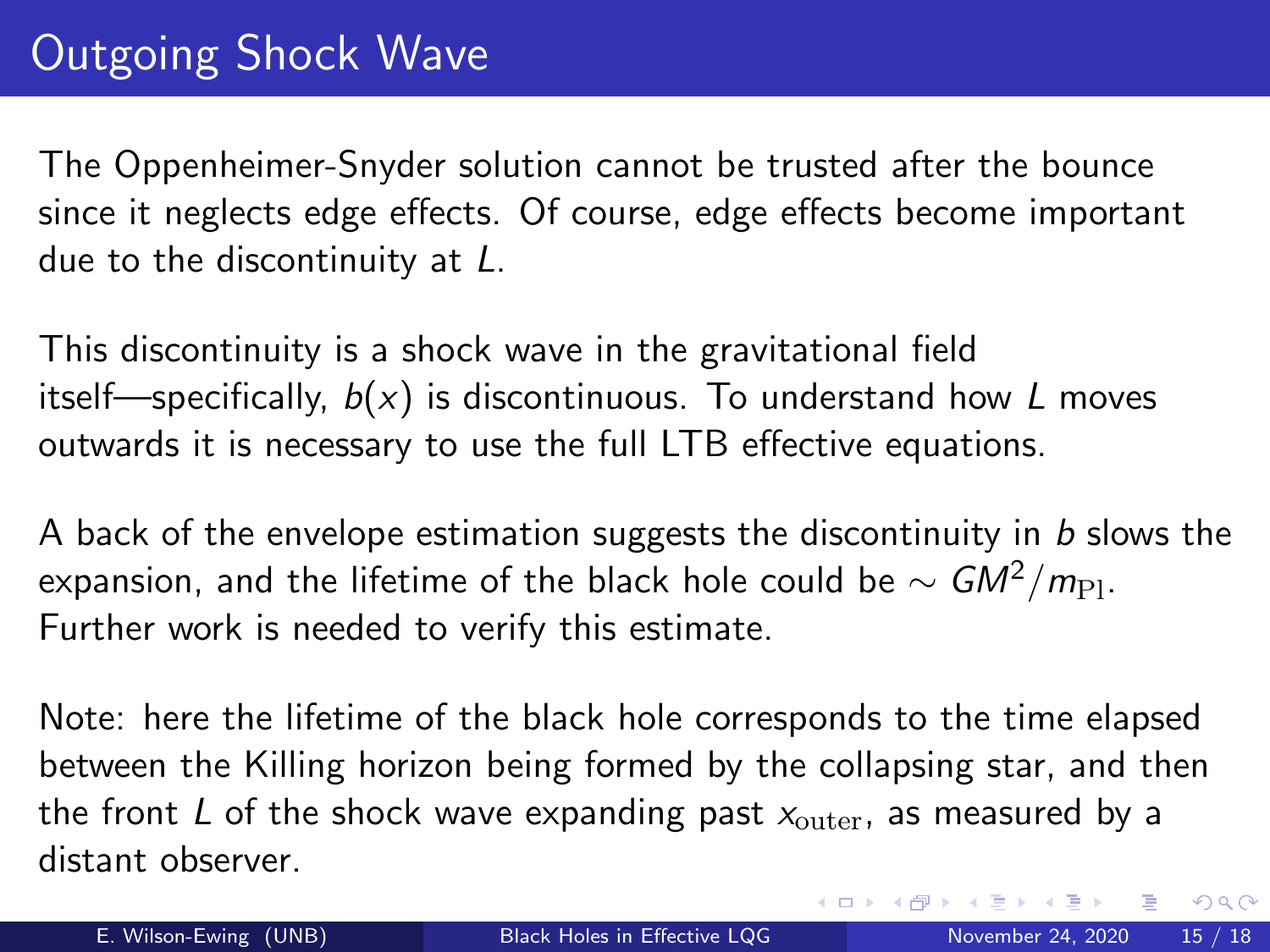# Outgoing Shock Wave

The Oppenheimer-Snyder solution cannot be trusted after the bounce since it neglects edge effects. Of course, edge effects become important due to the discontinuity at $L$.

This discontinuity is a shock wave in the gravitational field itself—specifically, $b(x)$ is discontinuous. To understand how $L$ moves outwards it is necessary to use the full LTB effective equations.

A back of the envelope estimation suggests the discontinuity in $b$ slows the expansion, and the lifetime of the black hole could be $\sim GM^2/m_{\rm Pl}$. Further work is needed to verify this estimate.

Note: here the lifetime of the black hole corresponds to the time elapsed between the Killing horizon being formed by the collapsing star, and then the front $L$ of the shock wave expanding past $x_{\rm outer}$, as measured by a distant observer.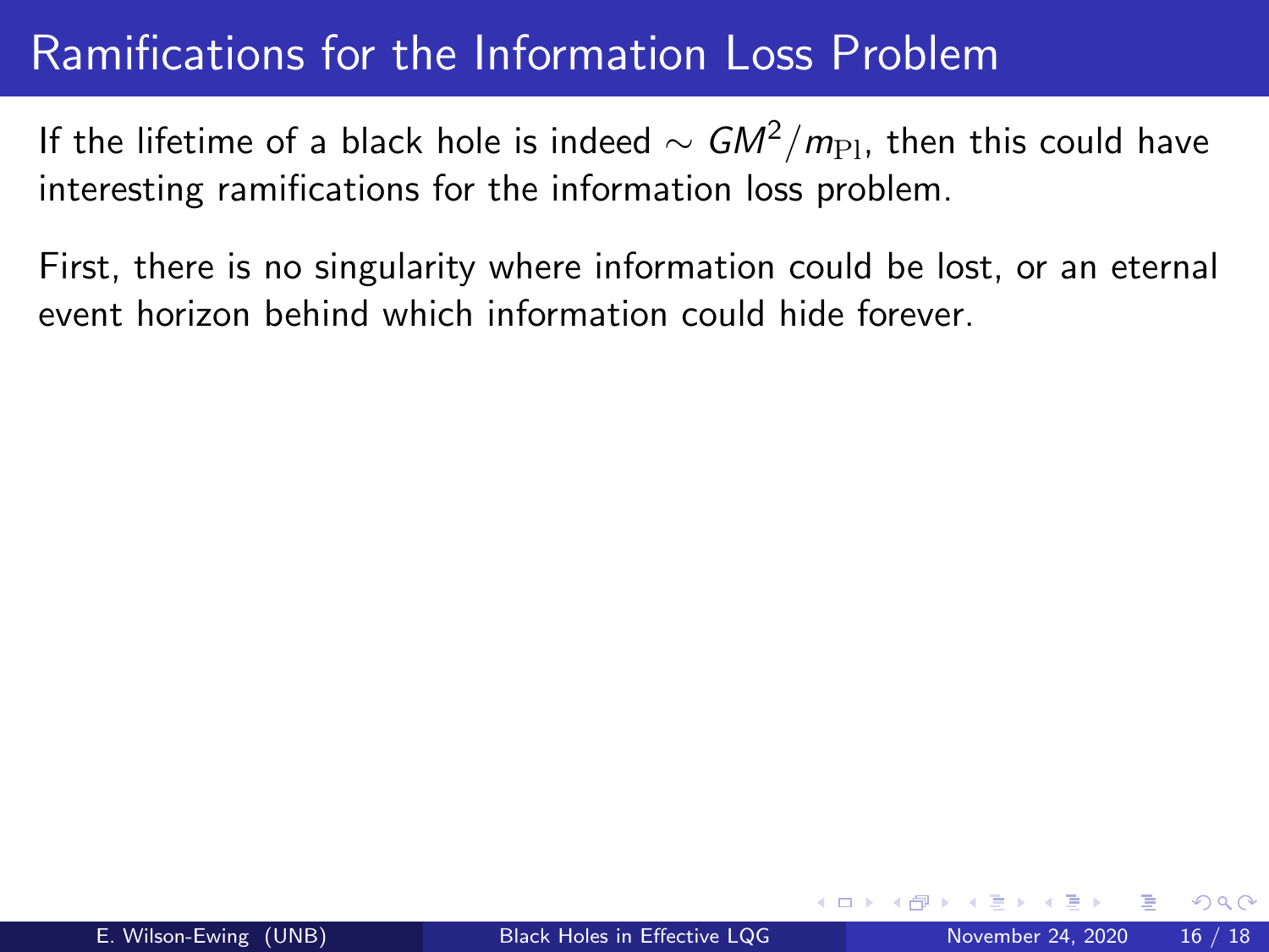# Ramifications for the Information Loss Problem

If the lifetime of a black hole is indeed $\sim GM^2/m_{\rm Pl}$, then this could have interesting ramifications for the information loss problem.

First, there is no singularity where information could be lost, or an eternal event horizon behind which information could hide forever.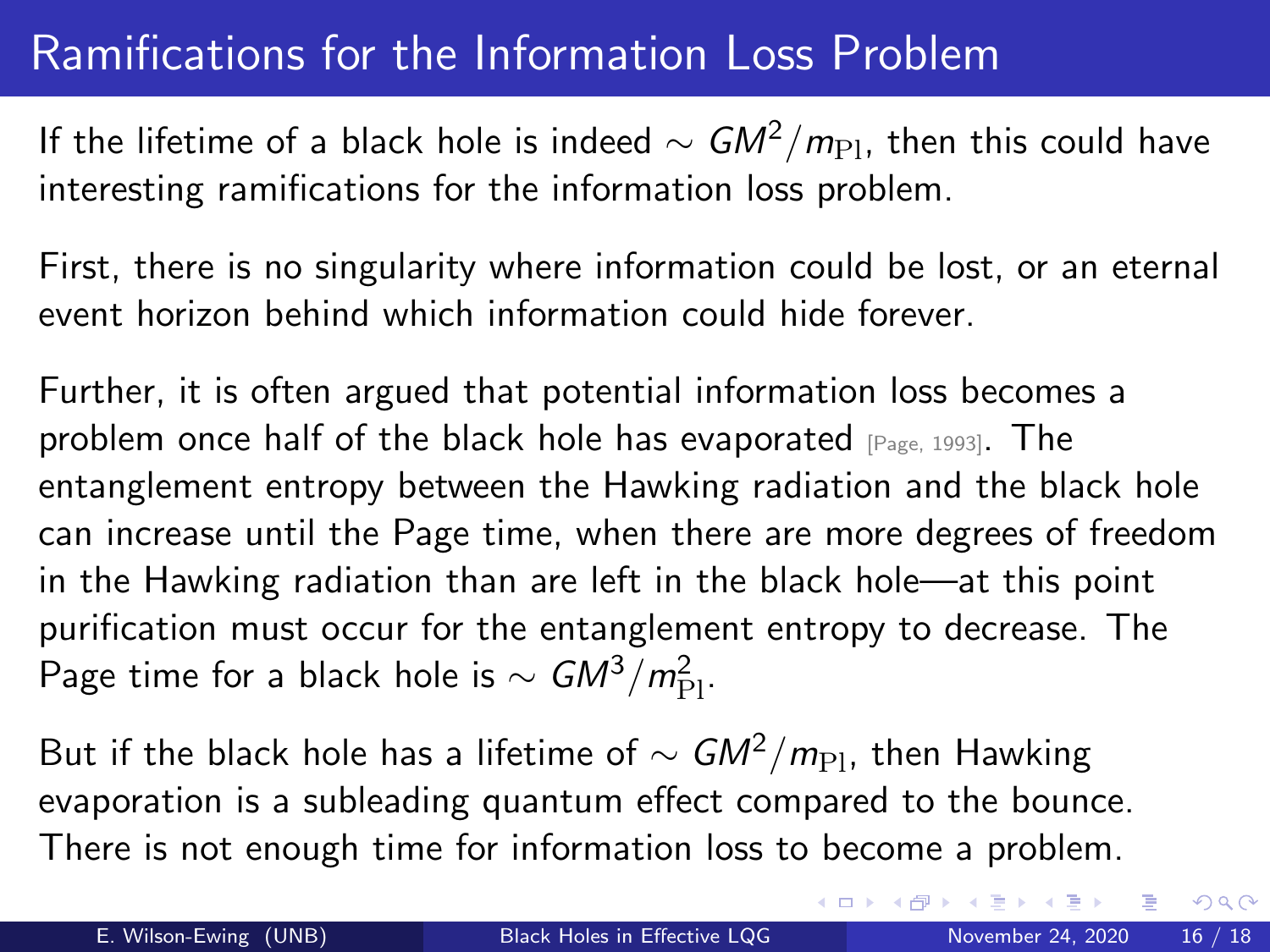# Ramifications for the Information Loss Problem

If the lifetime of a black hole is indeed $\sim GM^2/m_{\rm Pl}$, then this could have interesting ramifications for the information loss problem.

First, there is no singularity where information could be lost, or an eternal event horizon behind which information could hide forever.

Further, it is often argued that potential information loss becomes a problem once half of the black hole has evaporated [Page, 1993]. The entanglement entropy between the Hawking radiation and the black hole can increase until the Page time, when there are more degrees of freedom in the Hawking radiation than are left in the black hole—at this point purification must occur for the entanglement entropy to decrease. The Page time for a black hole is $\sim GM^3/m_{\rm Pl}^2$.

But if the black hole has a lifetime of $\sim GM^2/m_{\rm Pl}$, then Hawking evaporation is a subleading quantum effect compared to the bounce. There is not enough time for information loss to become a problem.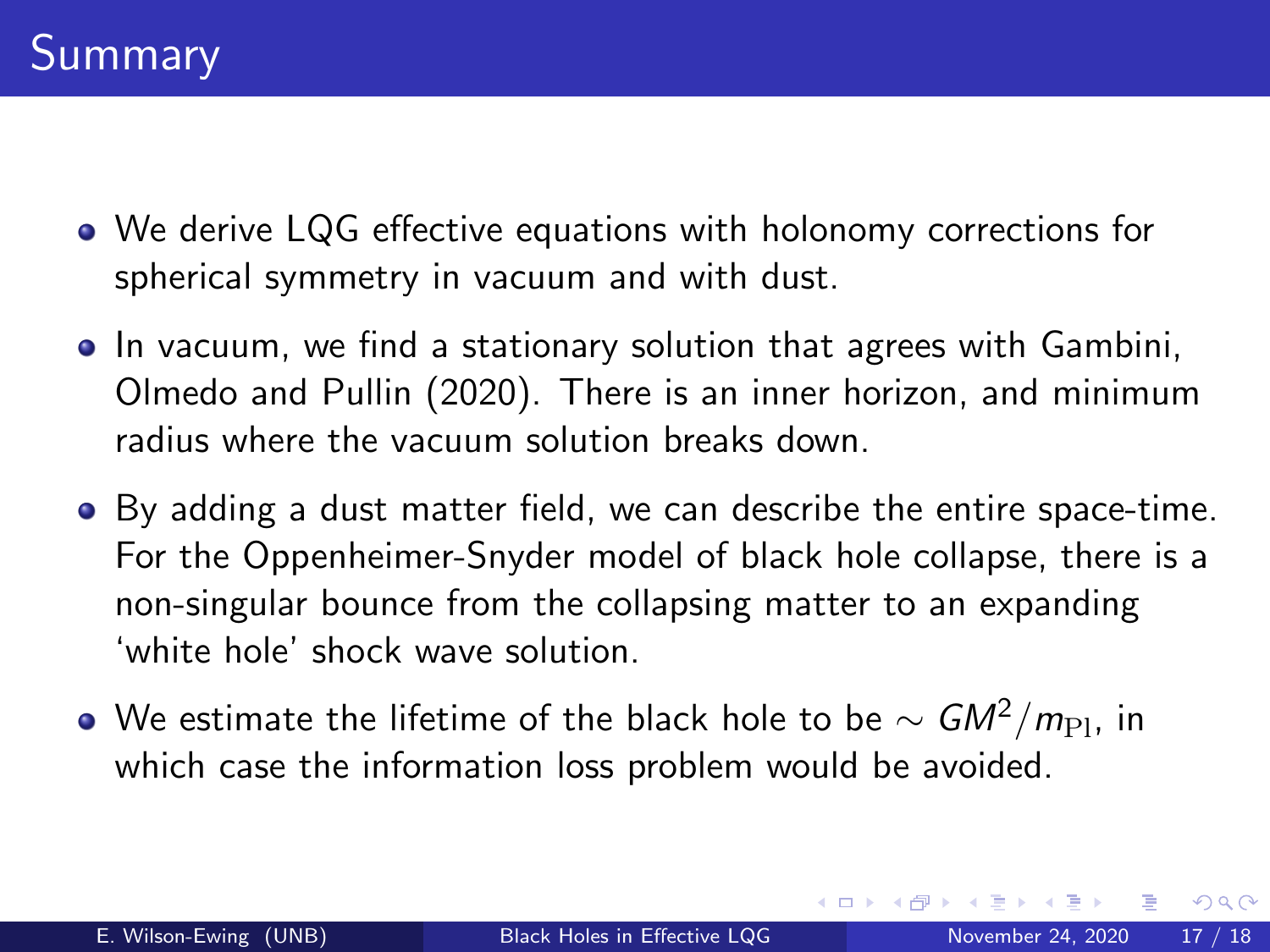# Summary

- We derive LQG effective equations with holonomy corrections for spherical symmetry in vacuum and with dust.
- In vacuum, we find a stationary solution that agrees with Gambini, Olmedo and Pullin (2020). There is an inner horizon, and minimum radius where the vacuum solution breaks down.
- By adding a dust matter field, we can describe the entire space-time. For the Oppenheimer-Snyder model of black hole collapse, there is a non-singular bounce from the collapsing matter to an expanding 'white hole' shock wave solution.
- We estimate the lifetime of the black hole to be $\sim GM^2/m_{\rm Pl}$, in which case the information loss problem would be avoided.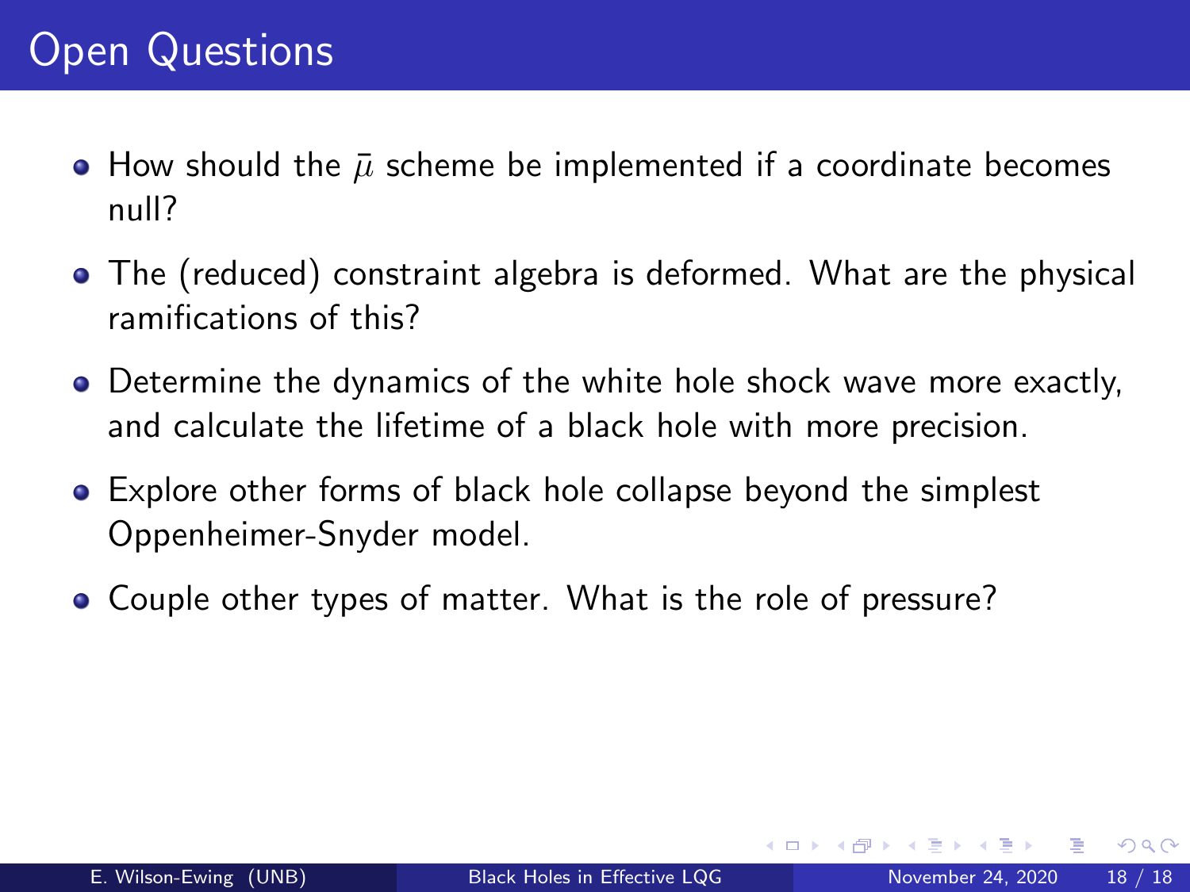# Open Questions

- How should the $\bar{\mu}$ scheme be implemented if a coordinate becomes null?
- The (reduced) constraint algebra is deformed. What are the physical ramifications of this?
- Determine the dynamics of the white hole shock wave more exactly, and calculate the lifetime of a black hole with more precision.
- Explore other forms of black hole collapse beyond the simplest Oppenheimer-Snyder model.
- Couple other types of matter. What is the role of pressure?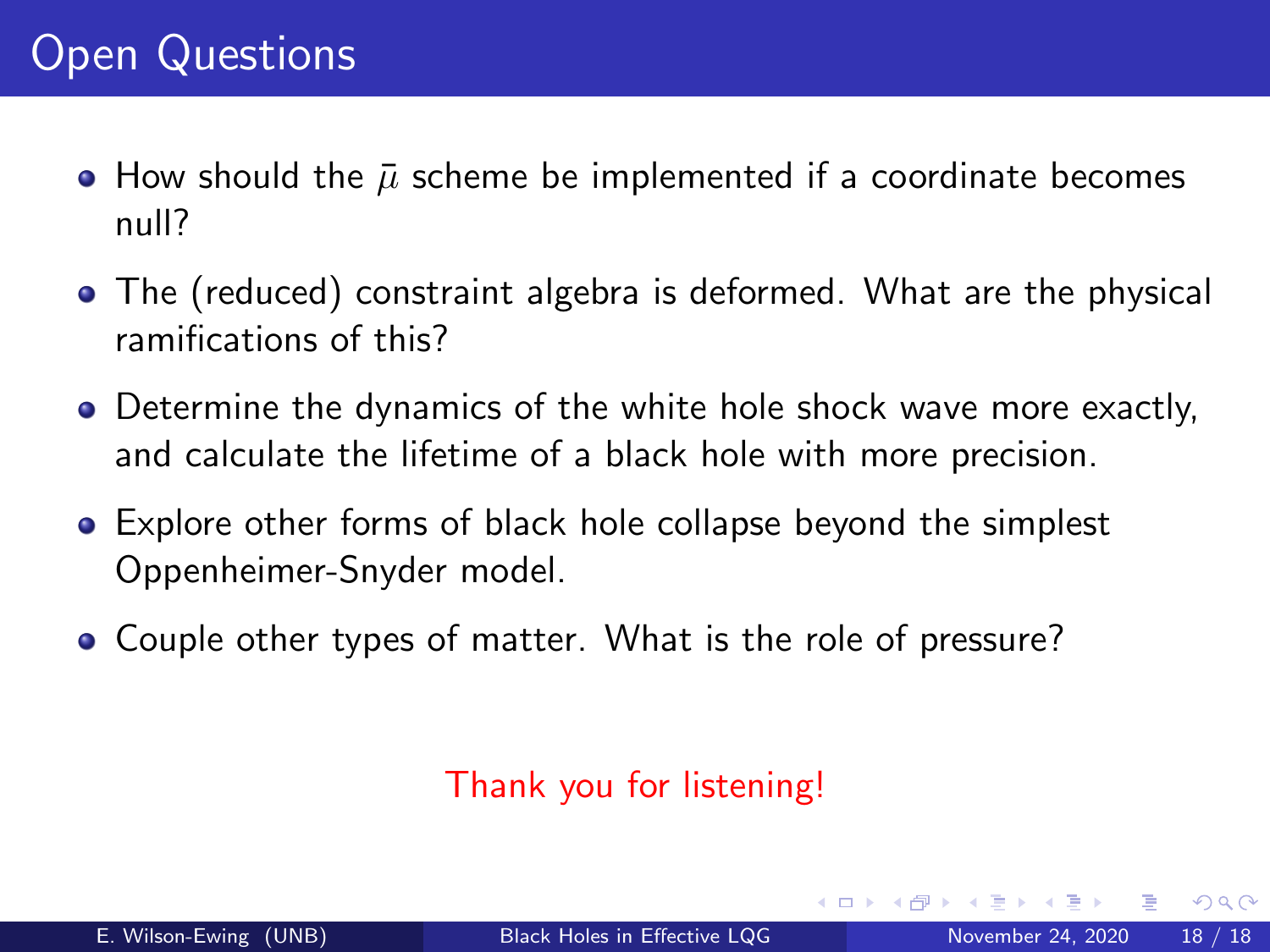# Open Questions

- How should the $\bar{\mu}$ scheme be implemented if a coordinate becomes null?
- The (reduced) constraint algebra is deformed. What are the physical ramifications of this?
- Determine the dynamics of the white hole shock wave more exactly, and calculate the lifetime of a black hole with more precision.
- Explore other forms of black hole collapse beyond the simplest Oppenheimer-Snyder model.
- Couple other types of matter. What is the role of pressure?

Thank you for listening!